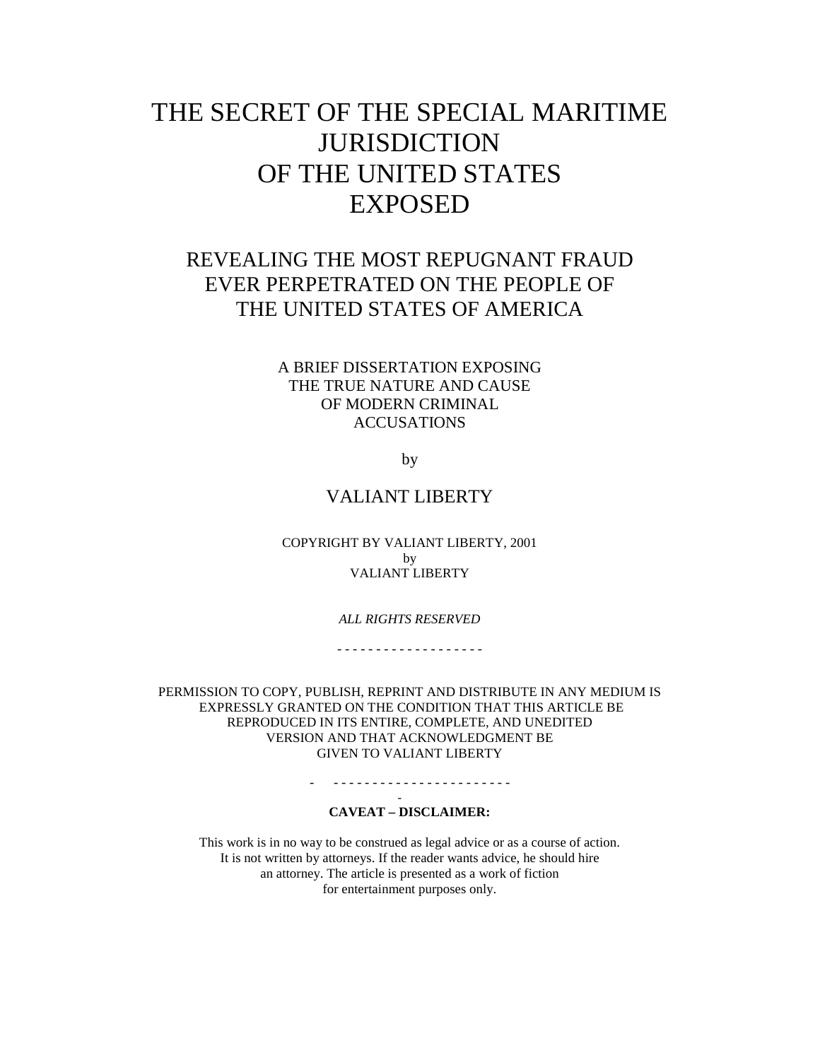# THE SECRET OF THE SPECIAL MARITIME JURISDICTION OF THE UNITED STATES EXPOSED

## REVEALING THE MOST REPUGNANT FRAUD EVER PERPETRATED ON THE PEOPLE OF THE UNITED STATES OF AMERICA

A BRIEF DISSERTATION EXPOSING
THE TRUE NATURE AND CAUSE
OF MODERN CRIMINAL
ACCUSATIONS

by

VALIANT LIBERTY

COPYRIGHT BY VALIANT LIBERTY, 2001
by
VALIANT LIBERTY

*ALL RIGHTS RESERVED*

- - - - - - - - - - - - - - - - - - -

PERMISSION TO COPY, PUBLISH, REPRINT AND DISTRIBUTE IN ANY MEDIUM IS EXPRESSLY GRANTED ON THE CONDITION THAT THIS ARTICLE BE REPRODUCED IN ITS ENTIRE, COMPLETE, AND UNEDITED VERSION AND THAT ACKNOWLEDGMENT BE GIVEN TO VALIANT LIBERTY

- - - - - - - - - - - - - - - - - - - - - - - -

**CAVEAT – DISCLAIMER:**

This work is in no way to be construed as legal advice or as a course of action. It is not written by attorneys. If the reader wants advice, he should hire an attorney. The article is presented as a work of fiction for entertainment purposes only.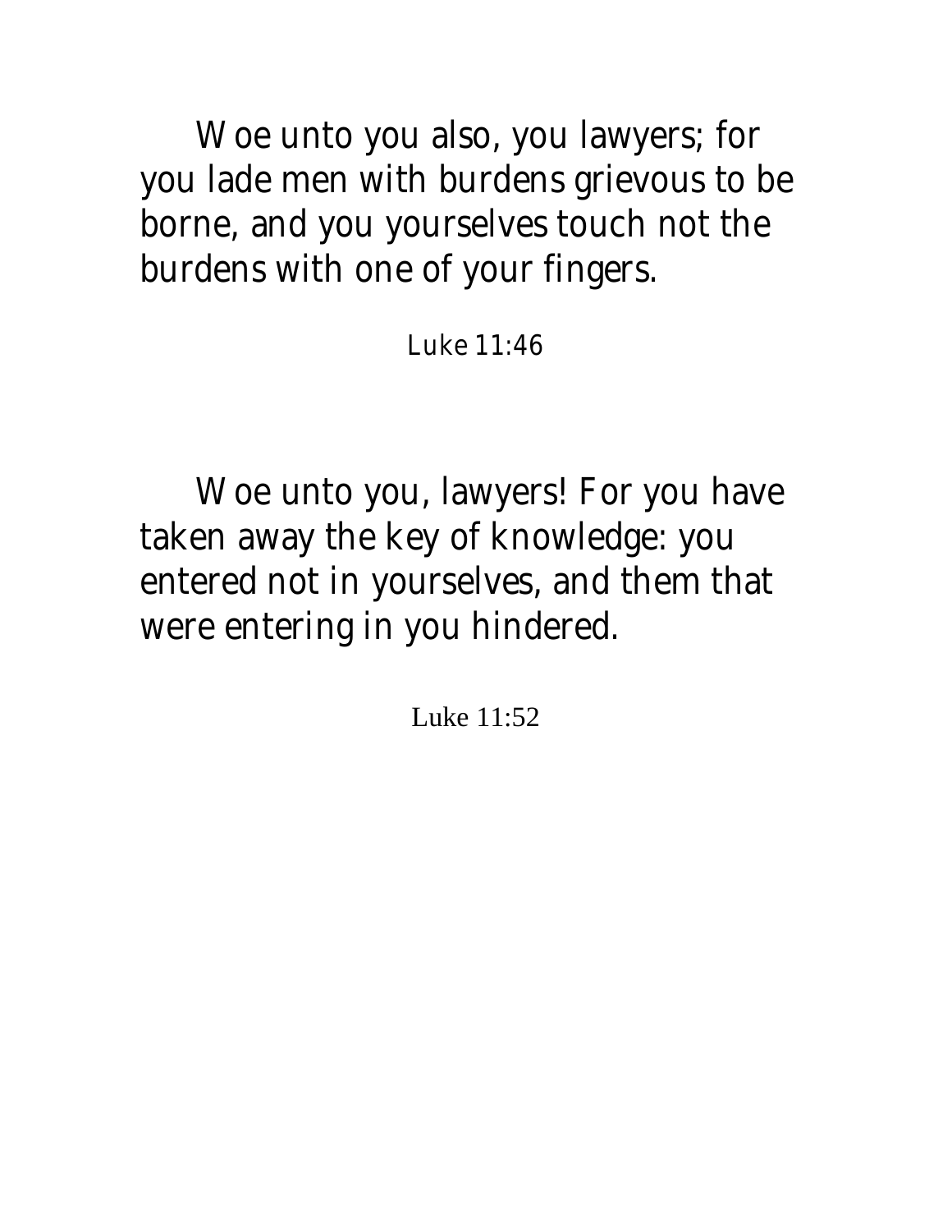Woe unto you also, you lawyers; for you lade men with burdens grievous to be borne, and you yourselves touch not the burdens with one of your fingers.

Luke 11:46

Woe unto you, lawyers! For you have taken away the key of knowledge: you entered not in yourselves, and them that were entering in you hindered.

Luke 11:52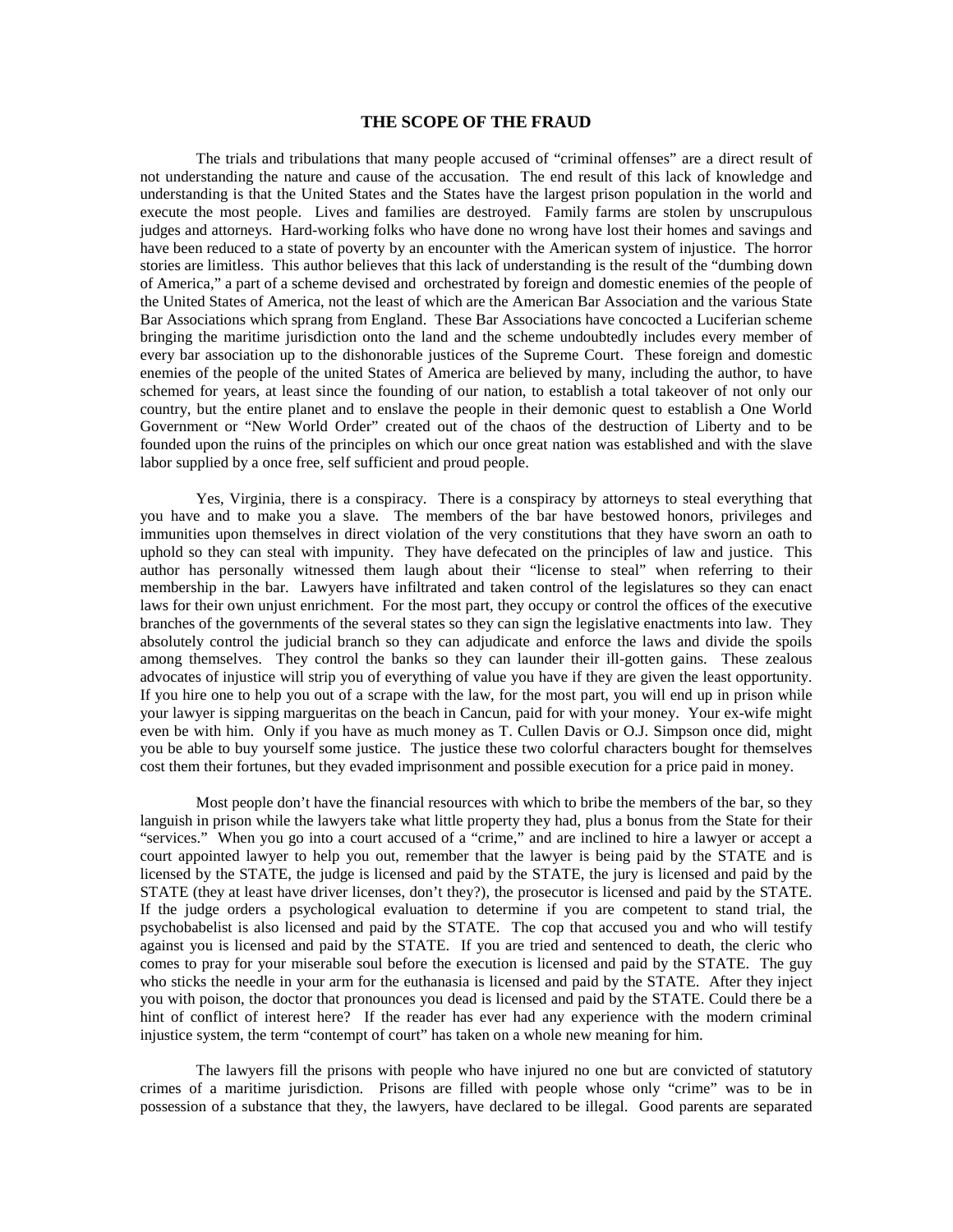## THE SCOPE OF THE FRAUD

The trials and tribulations that many people accused of "criminal offenses" are a direct result of not understanding the nature and cause of the accusation. The end result of this lack of knowledge and understanding is that the United States and the States have the largest prison population in the world and execute the most people. Lives and families are destroyed. Family farms are stolen by unscrupulous judges and attorneys. Hard-working folks who have done no wrong have lost their homes and savings and have been reduced to a state of poverty by an encounter with the American system of injustice. The horror stories are limitless. This author believes that this lack of understanding is the result of the "dumbing down of America," a part of a scheme devised and orchestrated by foreign and domestic enemies of the people of the United States of America, not the least of which are the American Bar Association and the various State Bar Associations which sprang from England. These Bar Associations have concocted a Luciferian scheme bringing the maritime jurisdiction onto the land and the scheme undoubtedly includes every member of every bar association up to the dishonorable justices of the Supreme Court. These foreign and domestic enemies of the people of the united States of America are believed by many, including the author, to have schemed for years, at least since the founding of our nation, to establish a total takeover of not only our country, but the entire planet and to enslave the people in their demonic quest to establish a One World Government or "New World Order" created out of the chaos of the destruction of Liberty and to be founded upon the ruins of the principles on which our once great nation was established and with the slave labor supplied by a once free, self sufficient and proud people.

Yes, Virginia, there is a conspiracy. There is a conspiracy by attorneys to steal everything that you have and to make you a slave. The members of the bar have bestowed honors, privileges and immunities upon themselves in direct violation of the very constitutions that they have sworn an oath to uphold so they can steal with impunity. They have defecated on the principles of law and justice. This author has personally witnessed them laugh about their "license to steal" when referring to their membership in the bar. Lawyers have infiltrated and taken control of the legislatures so they can enact laws for their own unjust enrichment. For the most part, they occupy or control the offices of the executive branches of the governments of the several states so they can sign the legislative enactments into law. They absolutely control the judicial branch so they can adjudicate and enforce the laws and divide the spoils among themselves. They control the banks so they can launder their ill-gotten gains. These zealous advocates of injustice will strip you of everything of value you have if they are given the least opportunity. If you hire one to help you out of a scrape with the law, for the most part, you will end up in prison while your lawyer is sipping marguerites on the beach in Cancun, paid for with your money. Your ex-wife might even be with him. Only if you have as much money as T. Cullen Davis or O.J. Simpson once did, might you be able to buy yourself some justice. The justice these two colorful characters bought for themselves cost them their fortunes, but they evaded imprisonment and possible execution for a price paid in money.

Most people don't have the financial resources with which to bribe the members of the bar, so they languish in prison while the lawyers take what little property they had, plus a bonus from the State for their "services." When you go into a court accused of a "crime," and are inclined to hire a lawyer or accept a court appointed lawyer to help you out, remember that the lawyer is being paid by the STATE and is licensed by the STATE, the judge is licensed and paid by the STATE, the jury is licensed and paid by the STATE (they at least have driver licenses, don't they?), the prosecutor is licensed and paid by the STATE. If the judge orders a psychological evaluation to determine if you are competent to stand trial, the psychobabelist is also licensed and paid by the STATE. The cop that accused you and who will testify against you is licensed and paid by the STATE. If you are tried and sentenced to death, the cleric who comes to pray for your miserable soul before the execution is licensed and paid by the STATE. The guy who sticks the needle in your arm for the euthanasia is licensed and paid by the STATE. After they inject you with poison, the doctor that pronounces you dead is licensed and paid by the STATE. Could there be a hint of conflict of interest here? If the reader has ever had any experience with the modern criminal injustice system, the term "contempt of court" has taken on a whole new meaning for him.

The lawyers fill the prisons with people who have injured no one but are convicted of statutory crimes of a maritime jurisdiction. Prisons are filled with people whose only "crime" was to be in possession of a substance that they, the lawyers, have declared to be illegal. Good parents are separated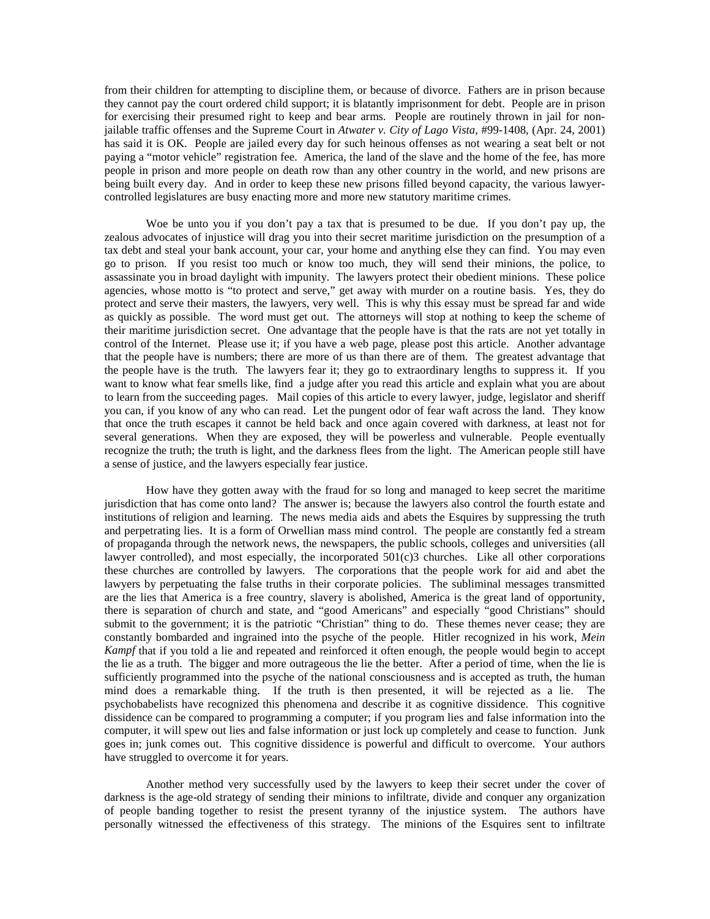from their children for attempting to discipline them, or because of divorce. Fathers are in prison because they cannot pay the court ordered child support; it is blatantly imprisonment for debt. People are in prison for exercising their presumed right to keep and bear arms. People are routinely thrown in jail for non-jailable traffic offenses and the Supreme Court in *Atwater v. City of Lago Vista*, #99-1408, (Apr. 24, 2001) has said it is OK. People are jailed every day for such heinous offenses as not wearing a seat belt or not paying a "motor vehicle" registration fee. America, the land of the slave and the home of the fee, has more people in prison and more people on death row than any other country in the world, and new prisons are being built every day. And in order to keep these new prisons filled beyond capacity, the various lawyer-controlled legislatures are busy enacting more and more new statutory maritime crimes.

Woe be unto you if you don't pay a tax that is presumed to be due. If you don't pay up, the zealous advocates of injustice will drag you into their secret maritime jurisdiction on the presumption of a tax debt and steal your bank account, your car, your home and anything else they can find. You may even go to prison. If you resist too much or know too much, they will send their minions, the police, to assassinate you in broad daylight with impunity. The lawyers protect their obedient minions. These police agencies, whose motto is "to protect and serve," get away with murder on a routine basis. Yes, they do protect and serve their masters, the lawyers, very well. This is why this essay must be spread far and wide as quickly as possible. The word must get out. The attorneys will stop at nothing to keep the scheme of their maritime jurisdiction secret. One advantage that the people have is that the rats are not yet totally in control of the Internet. Please use it; if you have a web page, please post this article. Another advantage that the people have is numbers; there are more of us than there are of them. The greatest advantage that the people have is the truth. The lawyers fear it; they go to extraordinary lengths to suppress it. If you want to know what fear smells like, find a judge after you read this article and explain what you are about to learn from the succeeding pages. Mail copies of this article to every lawyer, judge, legislator and sheriff you can, if you know of any who can read. Let the pungent odor of fear waft across the land. They know that once the truth escapes it cannot be held back and once again covered with darkness, at least not for several generations. When they are exposed, they will be powerless and vulnerable. People eventually recognize the truth; the truth is light, and the darkness flees from the light. The American people still have a sense of justice, and the lawyers especially fear justice.

How have they gotten away with the fraud for so long and managed to keep secret the maritime jurisdiction that has come onto land? The answer is; because the lawyers also control the fourth estate and institutions of religion and learning. The news media aids and abets the Esquires by suppressing the truth and perpetrating lies. It is a form of Orwellian mass mind control. The people are constantly fed a stream of propaganda through the network news, the newspapers, the public schools, colleges and universities (all lawyer controlled), and most especially, the incorporated 501(c)3 churches. Like all other corporations these churches are controlled by lawyers. The corporations that the people work for aid and abet the lawyers by perpetuating the false truths in their corporate policies. The subliminal messages transmitted are the lies that America is a free country, slavery is abolished, America is the great land of opportunity, there is separation of church and state, and "good Americans" and especially "good Christians" should submit to the government; it is the patriotic "Christian" thing to do. These themes never cease; they are constantly bombarded and ingrained into the psyche of the people. Hitler recognized in his work, *Mein Kampf* that if you told a lie and repeated and reinforced it often enough, the people would begin to accept the lie as a truth. The bigger and more outrageous the lie the better. After a period of time, when the lie is sufficiently programmed into the psyche of the national consciousness and is accepted as truth, the human mind does a remarkable thing. If the truth is then presented, it will be rejected as a lie. The psychobabelists have recognized this phenomena and describe it as cognitive dissidence. This cognitive dissidence can be compared to programming a computer; if you program lies and false information into the computer, it will spew out lies and false information or just lock up completely and cease to function. Junk goes in; junk comes out. This cognitive dissidence is powerful and difficult to overcome. Your authors have struggled to overcome it for years.

Another method very successfully used by the lawyers to keep their secret under the cover of darkness is the age-old strategy of sending their minions to infiltrate, divide and conquer any organization of people banding together to resist the present tyranny of the injustice system. The authors have personally witnessed the effectiveness of this strategy. The minions of the Esquires sent to infiltrate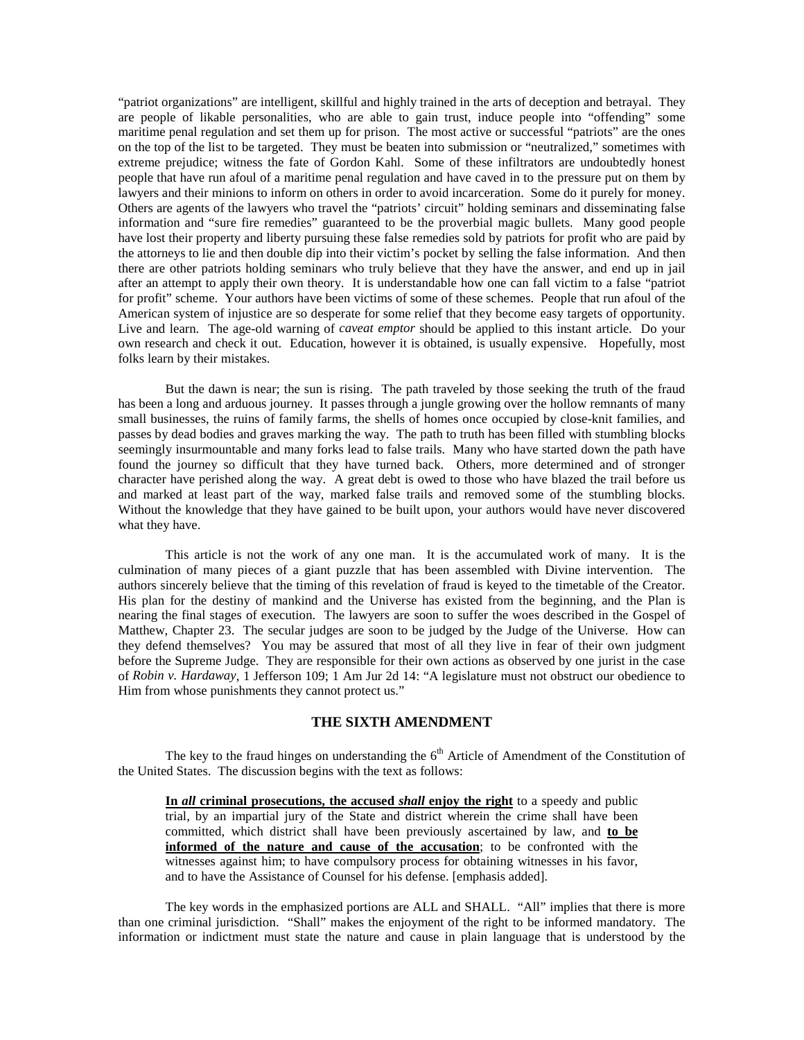"patriot organizations" are intelligent, skillful and highly trained in the arts of deception and betrayal. They are people of likable personalities, who are able to gain trust, induce people into "offending" some maritime penal regulation and set them up for prison. The most active or successful "patriots" are the ones on the top of the list to be targeted. They must be beaten into submission or "neutralized," sometimes with extreme prejudice; witness the fate of Gordon Kahl. Some of these infiltrators are undoubtedly honest people that have run afoul of a maritime penal regulation and have caved in to the pressure put on them by lawyers and their minions to inform on others in order to avoid incarceration. Some do it purely for money. Others are agents of the lawyers who travel the "patriots' circuit" holding seminars and disseminating false information and "sure fire remedies" guaranteed to be the proverbial magic bullets. Many good people have lost their property and liberty pursuing these false remedies sold by patriots for profit who are paid by the attorneys to lie and then double dip into their victim's pocket by selling the false information. And then there are other patriots holding seminars who truly believe that they have the answer, and end up in jail after an attempt to apply their own theory. It is understandable how one can fall victim to a false "patriot for profit" scheme. Your authors have been victims of some of these schemes. People that run afoul of the American system of injustice are so desperate for some relief that they become easy targets of opportunity. Live and learn. The age-old warning of *caveat emptor* should be applied to this instant article. Do your own research and check it out. Education, however it is obtained, is usually expensive. Hopefully, most folks learn by their mistakes.

But the dawn is near; the sun is rising. The path traveled by those seeking the truth of the fraud has been a long and arduous journey. It passes through a jungle growing over the hollow remnants of many small businesses, the ruins of family farms, the shells of homes once occupied by close-knit families, and passes by dead bodies and graves marking the way. The path to truth has been filled with stumbling blocks seemingly insurmountable and many forks lead to false trails. Many who have started down the path have found the journey so difficult that they have turned back. Others, more determined and of stronger character have perished along the way. A great debt is owed to those who have blazed the trail before us and marked at least part of the way, marked false trails and removed some of the stumbling blocks. Without the knowledge that they have gained to be built upon, your authors would have never discovered what they have.

This article is not the work of any one man. It is the accumulated work of many. It is the culmination of many pieces of a giant puzzle that has been assembled with Divine intervention. The authors sincerely believe that the timing of this revelation of fraud is keyed to the timetable of the Creator. His plan for the destiny of mankind and the Universe has existed from the beginning, and the Plan is nearing the final stages of execution. The lawyers are soon to suffer the woes described in the Gospel of Matthew, Chapter 23. The secular judges are soon to be judged by the Judge of the Universe. How can they defend themselves? You may be assured that most of all they live in fear of their own judgment before the Supreme Judge. They are responsible for their own actions as observed by one jurist in the case of *Robin v. Hardaway*, 1 Jefferson 109; 1 Am Jur 2d 14: "A legislature must not obstruct our obedience to Him from whose punishments they cannot protect us."

## THE SIXTH AMENDMENT

The key to the fraud hinges on understanding the 6th Article of Amendment of the Constitution of the United States. The discussion begins with the text as follows:

> **In *all* criminal prosecutions, the accused *shall* enjoy the right** to a speedy and public trial, by an impartial jury of the State and district wherein the crime shall have been committed, which district shall have been previously ascertained by law, and **to be informed of the nature and cause of the accusation**; to be confronted with the witnesses against him; to have compulsory process for obtaining witnesses in his favor, and to have the Assistance of Counsel for his defense. [emphasis added].

The key words in the emphasized portions are ALL and SHALL. "All" implies that there is more than one criminal jurisdiction. "Shall" makes the enjoyment of the right to be informed mandatory. The information or indictment must state the nature and cause in plain language that is understood by the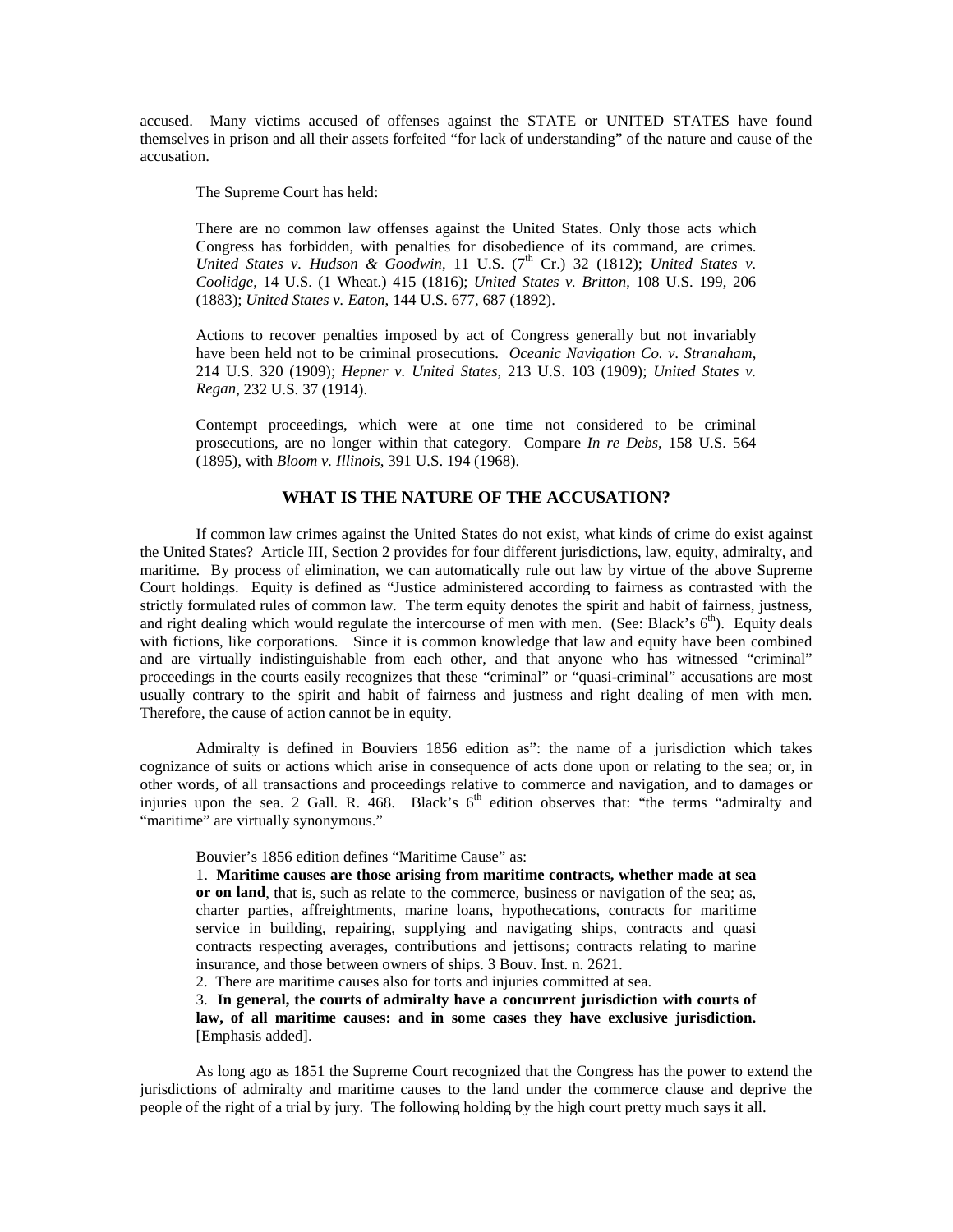accused. Many victims accused of offenses against the STATE or UNITED STATES have found themselves in prison and all their assets forfeited "for lack of understanding" of the nature and cause of the accusation.

The Supreme Court has held:

> There are no common law offenses against the United States. Only those acts which Congress has forbidden, with penalties for disobedience of its command, are crimes. *United States v. Hudson & Goodwin*, 11 U.S. (7th Cr.) 32 (1812); *United States v. Coolidge*, 14 U.S. (1 Wheat.) 415 (1816); *United States v. Britton*, 108 U.S. 199, 206 (1883); *United States v. Eaton*, 144 U.S. 677, 687 (1892).
>
> Actions to recover penalties imposed by act of Congress generally but not invariably have been held not to be criminal prosecutions. *Oceanic Navigation Co. v. Stranaham*, 214 U.S. 320 (1909); *Hepner v. United States*, 213 U.S. 103 (1909); *United States v. Regan*, 232 U.S. 37 (1914).
>
> Contempt proceedings, which were at one time not considered to be criminal prosecutions, are no longer within that category. Compare *In re Debs*, 158 U.S. 564 (1895), with *Bloom v. Illinois*, 391 U.S. 194 (1968).

## WHAT IS THE NATURE OF THE ACCUSATION?

If common law crimes against the United States do not exist, what kinds of crime do exist against the United States? Article III, Section 2 provides for four different jurisdictions, law, equity, admiralty, and maritime. By process of elimination, we can automatically rule out law by virtue of the above Supreme Court holdings. Equity is defined as "Justice administered according to fairness as contrasted with the strictly formulated rules of common law. The term equity denotes the spirit and habit of fairness, justness, and right dealing which would regulate the intercourse of men with men. (See: Black's 6th). Equity deals with fictions, like corporations. Since it is common knowledge that law and equity have been combined and are virtually indistinguishable from each other, and that anyone who has witnessed "criminal" proceedings in the courts easily recognizes that these "criminal" or "quasi-criminal" accusations are most usually contrary to the spirit and habit of fairness and justness and right dealing of men with men. Therefore, the cause of action cannot be in equity.

Admiralty is defined in Bouviers 1856 edition as": the name of a jurisdiction which takes cognizance of suits or actions which arise in consequence of acts done upon or relating to the sea; or, in other words, of all transactions and proceedings relative to commerce and navigation, and to damages or injuries upon the sea. 2 Gall. R. 468. Black's 6th edition observes that: "the terms "admiralty and "maritime" are virtually synonymous."

> Bouvier's 1856 edition defines "Maritime Cause" as:
>
> 1. **Maritime causes are those arising from maritime contracts, whether made at sea or on land**, that is, such as relate to the commerce, business or navigation of the sea; as, charter parties, affreightments, marine loans, hypothecations, contracts for maritime service in building, repairing, supplying and navigating ships, contracts and quasi contracts respecting averages, contributions and jettisons; contracts relating to marine insurance, and those between owners of ships. 3 Bouv. Inst. n. 2621.
> 2. There are maritime causes also for torts and injuries committed at sea.
> 3. **In general, the courts of admiralty have a concurrent jurisdiction with courts of law, of all maritime causes: and in some cases they have exclusive jurisdiction.** [Emphasis added].

As long ago as 1851 the Supreme Court recognized that the Congress has the power to extend the jurisdictions of admiralty and maritime causes to the land under the commerce clause and deprive the people of the right of a trial by jury. The following holding by the high court pretty much says it all.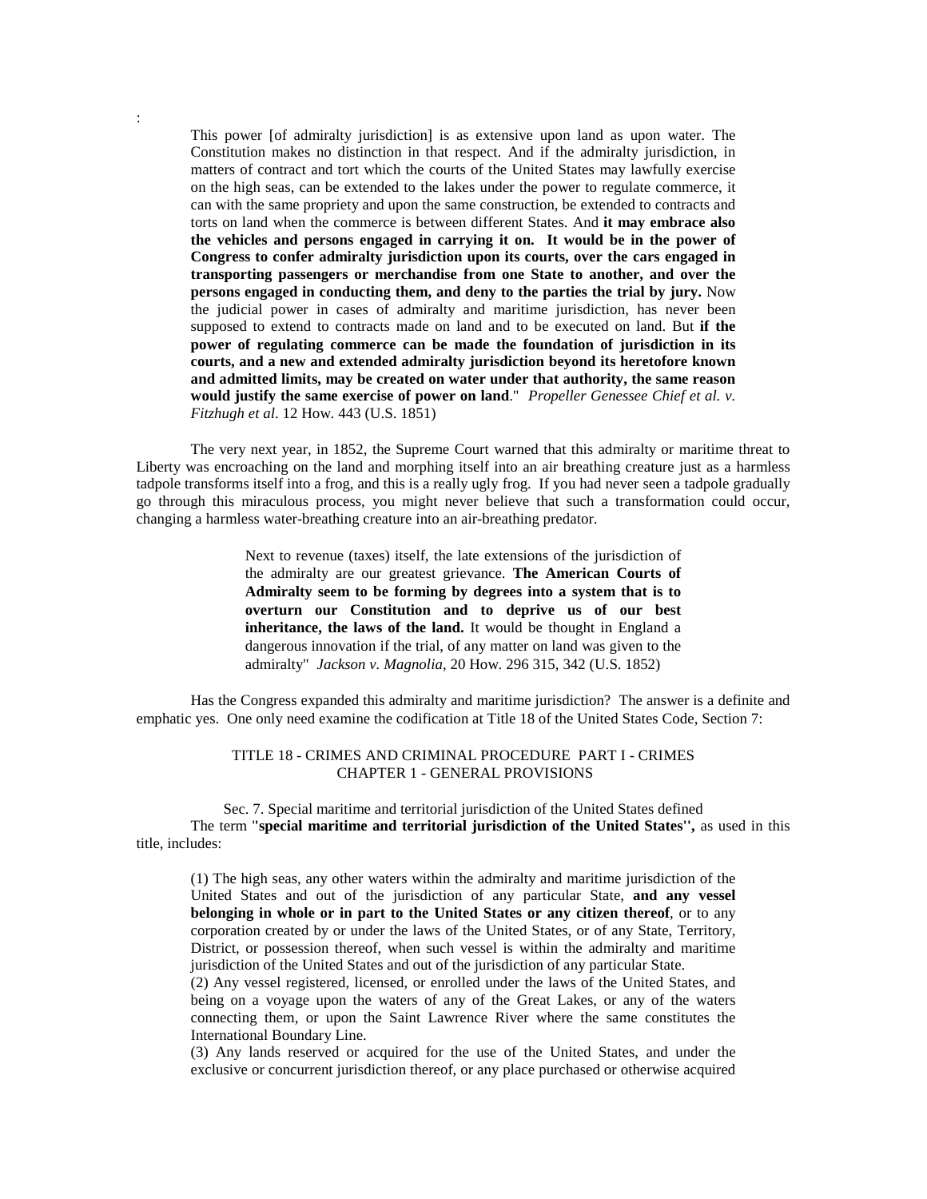:

> This power [of admiralty jurisdiction] is as extensive upon land as upon water. The Constitution makes no distinction in that respect. And if the admiralty jurisdiction, in matters of contract and tort which the courts of the United States may lawfully exercise on the high seas, can be extended to the lakes under the power to regulate commerce, it can with the same propriety and upon the same construction, be extended to contracts and torts on land when the commerce is between different States. And **it may embrace also the vehicles and persons engaged in carrying it on. It would be in the power of Congress to confer admiralty jurisdiction upon its courts, over the cars engaged in transporting passengers or merchandise from one State to another, and over the persons engaged in conducting them, and deny to the parties the trial by jury.** Now the judicial power in cases of admiralty and maritime jurisdiction, has never been supposed to extend to contracts made on land and to be executed on land. But **if the power of regulating commerce can be made the foundation of jurisdiction in its courts, and a new and extended admiralty jurisdiction beyond its heretofore known and admitted limits, may be created on water under that authority, the same reason would justify the same exercise of power on land**." *Propeller Genessee Chief et al. v. Fitzhugh et al*. 12 How. 443 (U.S. 1851)

The very next year, in 1852, the Supreme Court warned that this admiralty or maritime threat to Liberty was encroaching on the land and morphing itself into an air breathing creature just as a harmless tadpole transforms itself into a frog, and this is a really ugly frog. If you had never seen a tadpole gradually go through this miraculous process, you might never believe that such a transformation could occur, changing a harmless water-breathing creature into an air-breathing predator.

> Next to revenue (taxes) itself, the late extensions of the jurisdiction of the admiralty are our greatest grievance. **The American Courts of Admiralty seem to be forming by degrees into a system that is to overturn our Constitution and to deprive us of our best inheritance, the laws of the land.** It would be thought in England a dangerous innovation if the trial, of any matter on land was given to the admiralty" *Jackson v. Magnolia*, 20 How. 296 315, 342 (U.S. 1852)

Has the Congress expanded this admiralty and maritime jurisdiction? The answer is a definite and emphatic yes. One only need examine the codification at Title 18 of the United States Code, Section 7:

TITLE 18 - CRIMES AND CRIMINAL PROCEDURE PART I - CRIMES
CHAPTER 1 - GENERAL PROVISIONS

Sec. 7. Special maritime and territorial jurisdiction of the United States defined

The term "**special maritime and territorial jurisdiction of the United States'',** as used in this title, includes:

> (1) The high seas, any other waters within the admiralty and maritime jurisdiction of the United States and out of the jurisdiction of any particular State, **and any vessel belonging in whole or in part to the United States or any citizen thereof**, or to any corporation created by or under the laws of the United States, or of any State, Territory, District, or possession thereof, when such vessel is within the admiralty and maritime jurisdiction of the United States and out of the jurisdiction of any particular State.
>
> (2) Any vessel registered, licensed, or enrolled under the laws of the United States, and being on a voyage upon the waters of any of the Great Lakes, or any of the waters connecting them, or upon the Saint Lawrence River where the same constitutes the International Boundary Line.
>
> (3) Any lands reserved or acquired for the use of the United States, and under the exclusive or concurrent jurisdiction thereof, or any place purchased or otherwise acquired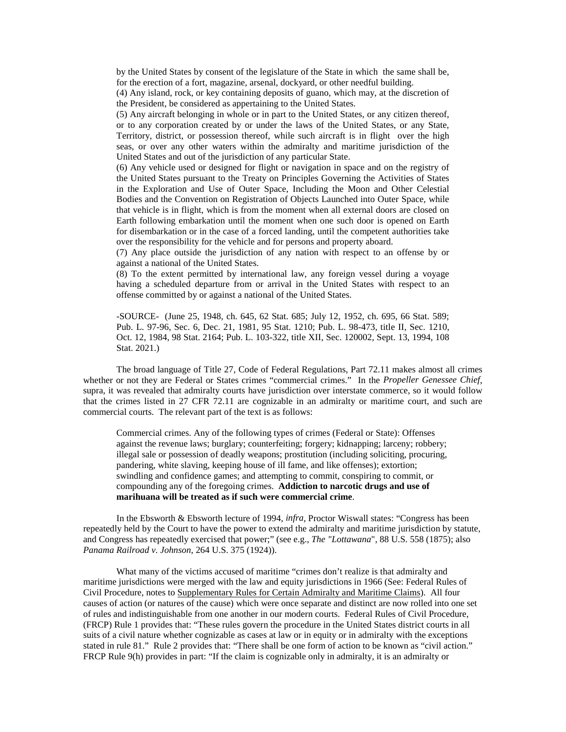by the United States by consent of the legislature of the State in which the same shall be, for the erection of a fort, magazine, arsenal, dockyard, or other needful building.

(4) Any island, rock, or key containing deposits of guano, which may, at the discretion of the President, be considered as appertaining to the United States.

(5) Any aircraft belonging in whole or in part to the United States, or any citizen thereof, or to any corporation created by or under the laws of the United States, or any State, Territory, district, or possession thereof, while such aircraft is in flight over the high seas, or over any other waters within the admiralty and maritime jurisdiction of the United States and out of the jurisdiction of any particular State.

(6) Any vehicle used or designed for flight or navigation in space and on the registry of the United States pursuant to the Treaty on Principles Governing the Activities of States in the Exploration and Use of Outer Space, Including the Moon and Other Celestial Bodies and the Convention on Registration of Objects Launched into Outer Space, while that vehicle is in flight, which is from the moment when all external doors are closed on Earth following embarkation until the moment when one such door is opened on Earth for disembarkation or in the case of a forced landing, until the competent authorities take over the responsibility for the vehicle and for persons and property aboard.

(7) Any place outside the jurisdiction of any nation with respect to an offense by or against a national of the United States.

(8) To the extent permitted by international law, any foreign vessel during a voyage having a scheduled departure from or arrival in the United States with respect to an offense committed by or against a national of the United States.

-SOURCE- (June 25, 1948, ch. 645, 62 Stat. 685; July 12, 1952, ch. 695, 66 Stat. 589; Pub. L. 97-96, Sec. 6, Dec. 21, 1981, 95 Stat. 1210; Pub. L. 98-473, title II, Sec. 1210, Oct. 12, 1984, 98 Stat. 2164; Pub. L. 103-322, title XII, Sec. 120002, Sept. 13, 1994, 108 Stat. 2021.)

The broad language of Title 27, Code of Federal Regulations, Part 72.11 makes almost all crimes whether or not they are Federal or States crimes "commercial crimes." In the *Propeller Genessee Chief*, supra, it was revealed that admiralty courts have jurisdiction over interstate commerce, so it would follow that the crimes listed in 27 CFR 72.11 are cognizable in an admiralty or maritime court, and such are commercial courts. The relevant part of the text is as follows:

> Commercial crimes. Any of the following types of crimes (Federal or State): Offenses against the revenue laws; burglary; counterfeiting; forgery; kidnapping; larceny; robbery; illegal sale or possession of deadly weapons; prostitution (including soliciting, procuring, pandering, white slaving, keeping house of ill fame, and like offenses); extortion; swindling and confidence games; and attempting to commit, conspiring to commit, or compounding any of the foregoing crimes. **Addiction to narcotic drugs and use of marihuana will be treated as if such were commercial crime**.

In the Ebsworth & Ebsworth lecture of 1994, *infra*, Proctor Wiswall states: "Congress has been repeatedly held by the Court to have the power to extend the admiralty and maritime jurisdiction by statute, and Congress has repeatedly exercised that power;" (see e.g., *The "Lottawana"*, 88 U.S. 558 (1875); also *Panama Railroad v. Johnson*, 264 U.S. 375 (1924)).

What many of the victims accused of maritime "crimes don't realize is that admiralty and maritime jurisdictions were merged with the law and equity jurisdictions in 1966 (See: Federal Rules of Civil Procedure, notes to Supplementary Rules for Certain Admiralty and Maritime Claims). All four causes of action (or natures of the cause) which were once separate and distinct are now rolled into one set of rules and indistinguishable from one another in our modern courts. Federal Rules of Civil Procedure, (FRCP) Rule 1 provides that: "These rules govern the procedure in the United States district courts in all suits of a civil nature whether cognizable as cases at law or in equity or in admiralty with the exceptions stated in rule 81." Rule 2 provides that: "There shall be one form of action to be known as "civil action." FRCP Rule 9(h) provides in part: "If the claim is cognizable only in admiralty, it is an admiralty or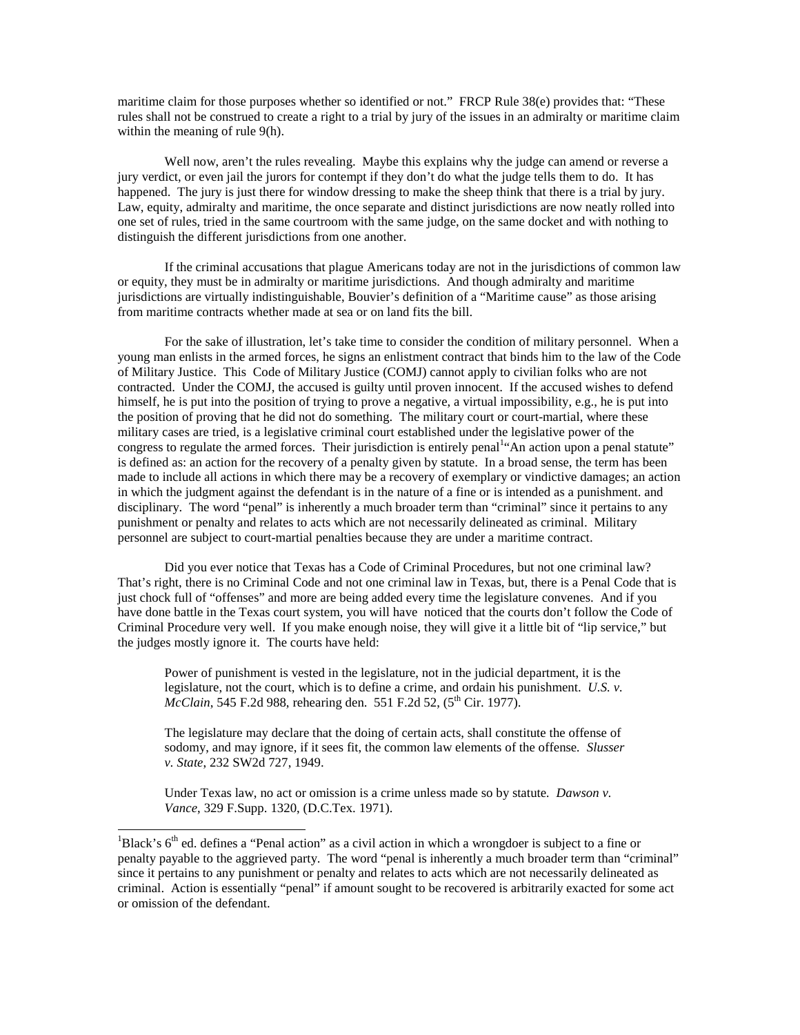maritime claim for those purposes whether so identified or not." FRCP Rule 38(e) provides that: "These rules shall not be construed to create a right to a trial by jury of the issues in an admiralty or maritime claim within the meaning of rule 9(h).

Well now, aren't the rules revealing. Maybe this explains why the judge can amend or reverse a jury verdict, or even jail the jurors for contempt if they don't do what the judge tells them to do. It has happened. The jury is just there for window dressing to make the sheep think that there is a trial by jury. Law, equity, admiralty and maritime, the once separate and distinct jurisdictions are now neatly rolled into one set of rules, tried in the same courtroom with the same judge, on the same docket and with nothing to distinguish the different jurisdictions from one another.

If the criminal accusations that plague Americans today are not in the jurisdictions of common law or equity, they must be in admiralty or maritime jurisdictions. And though admiralty and maritime jurisdictions are virtually indistinguishable, Bouvier's definition of a "Maritime cause" as those arising from maritime contracts whether made at sea or on land fits the bill.

For the sake of illustration, let's take time to consider the condition of military personnel. When a young man enlists in the armed forces, he signs an enlistment contract that binds him to the law of the Code of Military Justice. This Code of Military Justice (COMJ) cannot apply to civilian folks who are not contracted. Under the COMJ, the accused is guilty until proven innocent. If the accused wishes to defend himself, he is put into the position of trying to prove a negative, a virtual impossibility, e.g., he is put into the position of proving that he did not do something. The military court or court-martial, where these military cases are tried, is a legislative criminal court established under the legislative power of the congress to regulate the armed forces. Their jurisdiction is entirely penal[1]"An action upon a penal statute" is defined as: an action for the recovery of a penalty given by statute. In a broad sense, the term has been made to include all actions in which there may be a recovery of exemplary or vindictive damages; an action in which the judgment against the defendant is in the nature of a fine or is intended as a punishment. and disciplinary. The word "penal" is inherently a much broader term than "criminal" since it pertains to any punishment or penalty and relates to acts which are not necessarily delineated as criminal. Military personnel are subject to court-martial penalties because they are under a maritime contract.

Did you ever notice that Texas has a Code of Criminal Procedures, but not one criminal law? That's right, there is no Criminal Code and not one criminal law in Texas, but, there is a Penal Code that is just chock full of "offenses" and more are being added every time the legislature convenes. And if you have done battle in the Texas court system, you will have noticed that the courts don't follow the Code of Criminal Procedure very well. If you make enough noise, they will give it a little bit of "lip service," but the judges mostly ignore it. The courts have held:

> Power of punishment is vested in the legislature, not in the judicial department, it is the legislature, not the court, which is to define a crime, and ordain his punishment. *U.S. v. McClain*, 545 F.2d 988, rehearing den. 551 F.2d 52, (5th Cir. 1977).
>
> The legislature may declare that the doing of certain acts, shall constitute the offense of sodomy, and may ignore, if it sees fit, the common law elements of the offense. *Slusser v. State*, 232 SW2d 727, 1949.
>
> Under Texas law, no act or omission is a crime unless made so by statute. *Dawson v. Vance*, 329 F.Supp. 1320, (D.C.Tex. 1971).

---

[1]Black's 6th ed. defines a "Penal action" as a civil action in which a wrongdoer is subject to a fine or penalty payable to the aggrieved party. The word "penal is inherently a much broader term than "criminal" since it pertains to any punishment or penalty and relates to acts which are not necessarily delineated as criminal. Action is essentially "penal" if amount sought to be recovered is arbitrarily exacted for some act or omission of the defendant.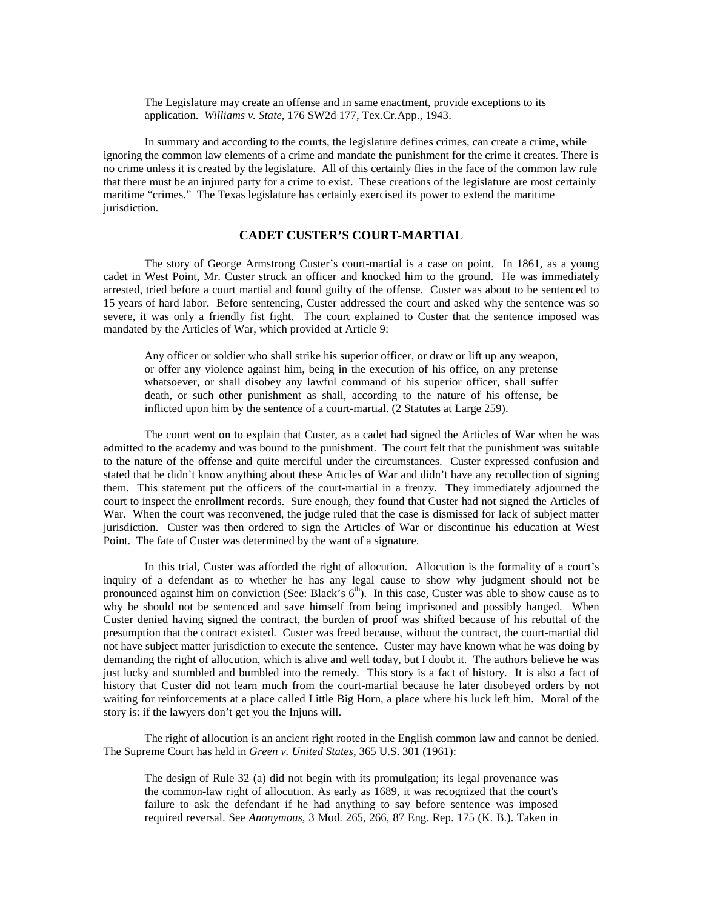> The Legislature may create an offense and in same enactment, provide exceptions to its application. *Williams v. State*, 176 SW2d 177, Tex.Cr.App., 1943.

In summary and according to the courts, the legislature defines crimes, can create a crime, while ignoring the common law elements of a crime and mandate the punishment for the crime it creates. There is no crime unless it is created by the legislature. All of this certainly flies in the face of the common law rule that there must be an injured party for a crime to exist. These creations of the legislature are most certainly maritime "crimes." The Texas legislature has certainly exercised its power to extend the maritime jurisdiction.

## CADET CUSTER'S COURT-MARTIAL

The story of George Armstrong Custer's court-martial is a case on point. In 1861, as a young cadet in West Point, Mr. Custer struck an officer and knocked him to the ground. He was immediately arrested, tried before a court martial and found guilty of the offense. Custer was about to be sentenced to 15 years of hard labor. Before sentencing, Custer addressed the court and asked why the sentence was so severe, it was only a friendly fist fight. The court explained to Custer that the sentence imposed was mandated by the Articles of War, which provided at Article 9:

> Any officer or soldier who shall strike his superior officer, or draw or lift up any weapon, or offer any violence against him, being in the execution of his office, on any pretense whatsoever, or shall disobey any lawful command of his superior officer, shall suffer death, or such other punishment as shall, according to the nature of his offense, be inflicted upon him by the sentence of a court-martial. (2 Statutes at Large 259).

The court went on to explain that Custer, as a cadet had signed the Articles of War when he was admitted to the academy and was bound to the punishment. The court felt that the punishment was suitable to the nature of the offense and quite merciful under the circumstances. Custer expressed confusion and stated that he didn't know anything about these Articles of War and didn't have any recollection of signing them. This statement put the officers of the court-martial in a frenzy. They immediately adjourned the court to inspect the enrollment records. Sure enough, they found that Custer had not signed the Articles of War. When the court was reconvened, the judge ruled that the case is dismissed for lack of subject matter jurisdiction. Custer was then ordered to sign the Articles of War or discontinue his education at West Point. The fate of Custer was determined by the want of a signature.

In this trial, Custer was afforded the right of allocution. Allocution is the formality of a court's inquiry of a defendant as to whether he has any legal cause to show why judgment should not be pronounced against him on conviction (See: Black's 6th). In this case, Custer was able to show cause as to why he should not be sentenced and save himself from being imprisoned and possibly hanged. When Custer denied having signed the contract, the burden of proof was shifted because of his rebuttal of the presumption that the contract existed. Custer was freed because, without the contract, the court-martial did not have subject matter jurisdiction to execute the sentence. Custer may have known what he was doing by demanding the right of allocution, which is alive and well today, but I doubt it. The authors believe he was just lucky and stumbled and bumbled into the remedy. This story is a fact of history. It is also a fact of history that Custer did not learn much from the court-martial because he later disobeyed orders by not waiting for reinforcements at a place called Little Big Horn, a place where his luck left him. Moral of the story is: if the lawyers don't get you the Injuns will.

The right of allocution is an ancient right rooted in the English common law and cannot be denied. The Supreme Court has held in *Green v. United States*, 365 U.S. 301 (1961):

> The design of Rule 32 (a) did not begin with its promulgation; its legal provenance was the common-law right of allocution. As early as 1689, it was recognized that the court's failure to ask the defendant if he had anything to say before sentence was imposed required reversal. See *Anonymous*, 3 Mod. 265, 266, 87 Eng. Rep. 175 (K. B.). Taken in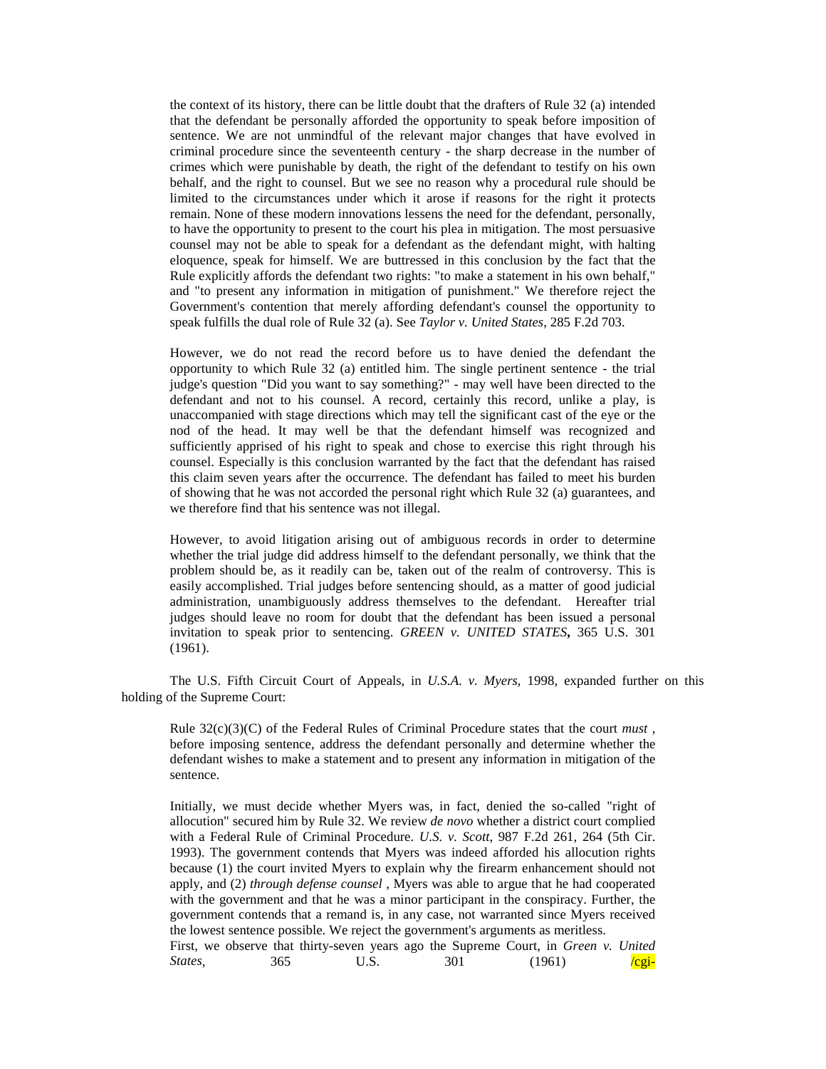> the context of its history, there can be little doubt that the drafters of Rule 32 (a) intended that the defendant be personally afforded the opportunity to speak before imposition of sentence. We are not unmindful of the relevant major changes that have evolved in criminal procedure since the seventeenth century - the sharp decrease in the number of crimes which were punishable by death, the right of the defendant to testify on his own behalf, and the right to counsel. But we see no reason why a procedural rule should be limited to the circumstances under which it arose if reasons for the right it protects remain. None of these modern innovations lessens the need for the defendant, personally, to have the opportunity to present to the court his plea in mitigation. The most persuasive counsel may not be able to speak for a defendant as the defendant might, with halting eloquence, speak for himself. We are buttressed in this conclusion by the fact that the Rule explicitly affords the defendant two rights: "to make a statement in his own behalf," and "to present any information in mitigation of punishment." We therefore reject the Government's contention that merely affording defendant's counsel the opportunity to speak fulfills the dual role of Rule 32 (a). See *Taylor v. United States*, 285 F.2d 703.
>
> However, we do not read the record before us to have denied the defendant the opportunity to which Rule 32 (a) entitled him. The single pertinent sentence - the trial judge's question "Did you want to say something?" - may well have been directed to the defendant and not to his counsel. A record, certainly this record, unlike a play, is unaccompanied with stage directions which may tell the significant cast of the eye or the nod of the head. It may well be that the defendant himself was recognized and sufficiently apprised of his right to speak and chose to exercise this right through his counsel. Especially is this conclusion warranted by the fact that the defendant has raised this claim seven years after the occurrence. The defendant has failed to meet his burden of showing that he was not accorded the personal right which Rule 32 (a) guarantees, and we therefore find that his sentence was not illegal.
>
> However, to avoid litigation arising out of ambiguous records in order to determine whether the trial judge did address himself to the defendant personally, we think that the problem should be, as it readily can be, taken out of the realm of controversy. This is easily accomplished. Trial judges before sentencing should, as a matter of good judicial administration, unambiguously address themselves to the defendant. Hereafter trial judges should leave no room for doubt that the defendant has been issued a personal invitation to speak prior to sentencing. *GREEN v. UNITED STATES*, 365 U.S. 301 (1961).

The U.S. Fifth Circuit Court of Appeals, in *U.S.A. v. Myers*, 1998, expanded further on this holding of the Supreme Court:

> Rule 32(c)(3)(C) of the Federal Rules of Criminal Procedure states that the court *must* , before imposing sentence, address the defendant personally and determine whether the defendant wishes to make a statement and to present any information in mitigation of the sentence.
>
> Initially, we must decide whether Myers was, in fact, denied the so-called "right of allocution" secured him by Rule 32. We review *de novo* whether a district court complied with a Federal Rule of Criminal Procedure. *U.S. v. Scott*, 987 F.2d 261, 264 (5th Cir. 1993). The government contends that Myers was indeed afforded his allocution rights because (1) the court invited Myers to explain why the firearm enhancement should not apply, and (2) *through defense counsel* , Myers was able to argue that he had cooperated with the government and that he was a minor participant in the conspiracy. Further, the government contends that a remand is, in any case, not warranted since Myers received the lowest sentence possible. We reject the government's arguments as meritless.
> First, we observe that thirty-seven years ago the Supreme Court, in *Green v. United States*, 365 U.S. 301 (1961) /cgi-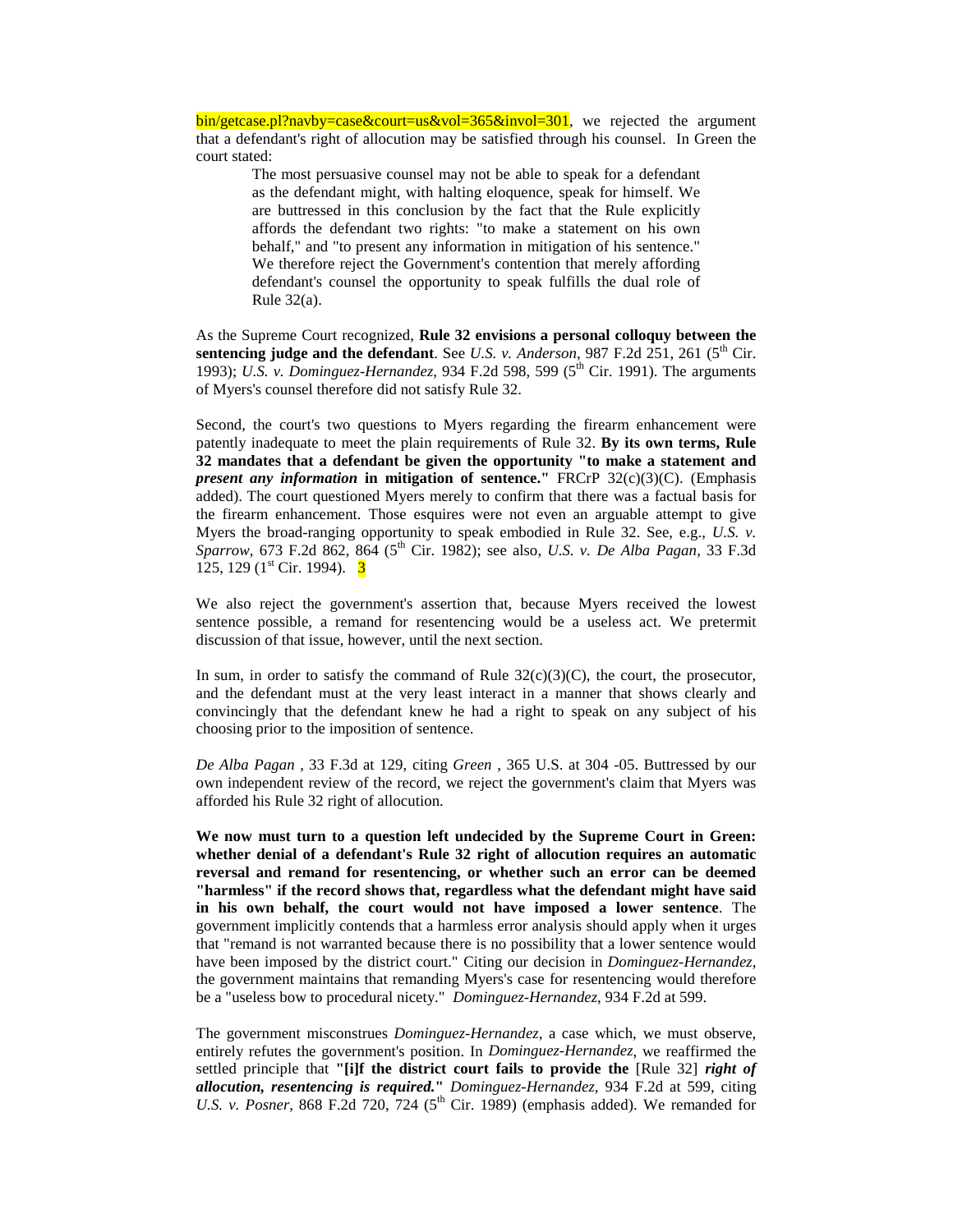bin/getcase.pl?navby=case&court=us&vol=365&invol=301, we rejected the argument that a defendant's right of allocution may be satisfied through his counsel. In Green the court stated:

> The most persuasive counsel may not be able to speak for a defendant as the defendant might, with halting eloquence, speak for himself. We are buttressed in this conclusion by the fact that the Rule explicitly affords the defendant two rights: "to make a statement on his own behalf," and "to present any information in mitigation of his sentence." We therefore reject the Government's contention that merely affording defendant's counsel the opportunity to speak fulfills the dual role of Rule 32(a).

As the Supreme Court recognized, **Rule 32 envisions a personal colloquy between the sentencing judge and the defendant**. See *U.S. v. Anderson*, 987 F.2d 251, 261 (5th Cir. 1993); *U.S. v. Dominguez-Hernandez*, 934 F.2d 598, 599 (5th Cir. 1991). The arguments of Myers's counsel therefore did not satisfy Rule 32.

Second, the court's two questions to Myers regarding the firearm enhancement were patently inadequate to meet the plain requirements of Rule 32. **By its own terms, Rule 32 mandates that a defendant be given the opportunity "to make a statement and *present any information* in mitigation of sentence."** FRCrP 32(c)(3)(C). (Emphasis added). The court questioned Myers merely to confirm that there was a factual basis for the firearm enhancement. Those esquires were not even an arguable attempt to give Myers the broad-ranging opportunity to speak embodied in Rule 32. See, e.g., *U.S. v. Sparrow*, 673 F.2d 862, 864 (5th Cir. 1982); see also, *U.S. v. De Alba Pagan*, 33 F.3d 125, 129 (1st Cir. 1994). [3]

We also reject the government's assertion that, because Myers received the lowest sentence possible, a remand for resentencing would be a useless act. We pretermit discussion of that issue, however, until the next section.

In sum, in order to satisfy the command of Rule 32(c)(3)(C), the court, the prosecutor, and the defendant must at the very least interact in a manner that shows clearly and convincingly that the defendant knew he had a right to speak on any subject of his choosing prior to the imposition of sentence.

*De Alba Pagan* , 33 F.3d at 129, citing *Green* , 365 U.S. at 304 -05. Buttressed by our own independent review of the record, we reject the government's claim that Myers was afforded his Rule 32 right of allocution.

**We now must turn to a question left undecided by the Supreme Court in Green: whether denial of a defendant's Rule 32 right of allocution requires an automatic reversal and remand for resentencing, or whether such an error can be deemed "harmless" if the record shows that, regardless what the defendant might have said in his own behalf, the court would not have imposed a lower sentence**. The government implicitly contends that a harmless error analysis should apply when it urges that "remand is not warranted because there is no possibility that a lower sentence would have been imposed by the district court." Citing our decision in *Dominguez-Hernandez*, the government maintains that remanding Myers's case for resentencing would therefore be a "useless bow to procedural nicety." *Dominguez-Hernandez*, 934 F.2d at 599.

The government misconstrues *Dominguez-Hernandez*, a case which, we must observe, entirely refutes the government's position. In *Dominguez-Hernandez*, we reaffirmed the settled principle that **"[i]f the district court fails to provide the** [Rule 32] ***right of allocution, resentencing is required."*** *Dominguez-Hernandez*, 934 F.2d at 599, citing *U.S. v. Posner*, 868 F.2d 720, 724 (5th Cir. 1989) (emphasis added). We remanded for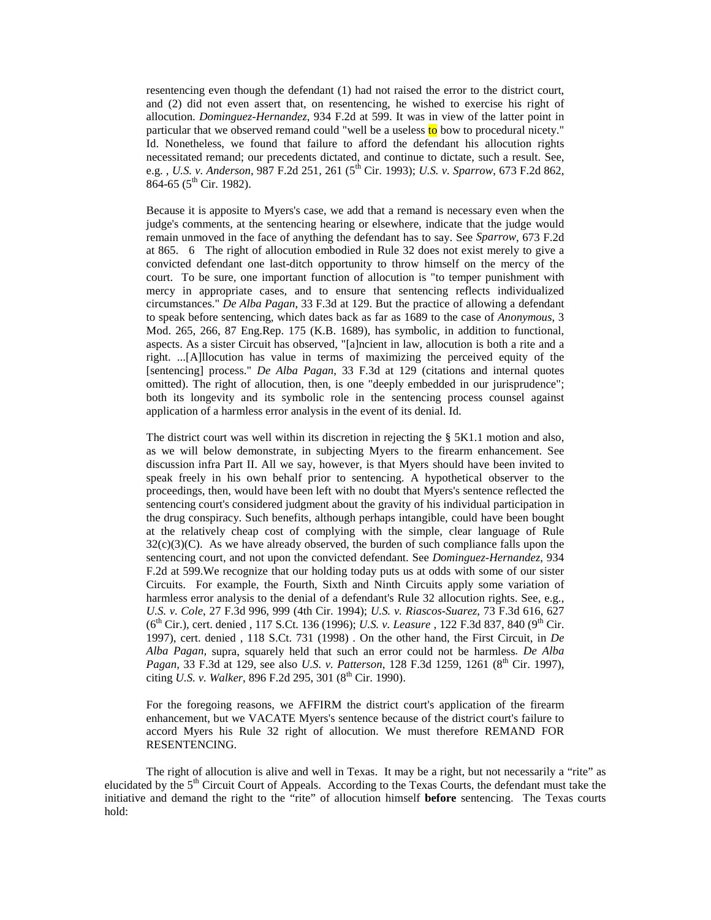resentencing even though the defendant (1) had not raised the error to the district court, and (2) did not even assert that, on resentencing, he wished to exercise his right of allocution. *Dominguez-Hernandez*, 934 F.2d at 599. It was in view of the latter point in particular that we observed remand could "well be a useless to bow to procedural nicety." Id. Nonetheless, we found that failure to afford the defendant his allocution rights necessitated remand; our precedents dictated, and continue to dictate, such a result. See, e.g. , *U.S. v. Anderson*, 987 F.2d 251, 261 (5th Cir. 1993); *U.S. v. Sparrow*, 673 F.2d 862, 864-65 (5th Cir. 1982).

Because it is apposite to Myers's case, we add that a remand is necessary even when the judge's comments, at the sentencing hearing or elsewhere, indicate that the judge would remain unmoved in the face of anything the defendant has to say. See *Sparrow*, 673 F.2d at 865. 6 The right of allocution embodied in Rule 32 does not exist merely to give a convicted defendant one last-ditch opportunity to throw himself on the mercy of the court. To be sure, one important function of allocution is "to temper punishment with mercy in appropriate cases, and to ensure that sentencing reflects individualized circumstances." *De Alba Pagan*, 33 F.3d at 129. But the practice of allowing a defendant to speak before sentencing, which dates back as far as 1689 to the case of *Anonymous*, 3 Mod. 265, 266, 87 Eng.Rep. 175 (K.B. 1689), has symbolic, in addition to functional, aspects. As a sister Circuit has observed, "[a]ncient in law, allocution is both a rite and a right. ...[A]llocution has value in terms of maximizing the perceived equity of the [sentencing] process." *De Alba Pagan*, 33 F.3d at 129 (citations and internal quotes omitted). The right of allocution, then, is one "deeply embedded in our jurisprudence"; both its longevity and its symbolic role in the sentencing process counsel against application of a harmless error analysis in the event of its denial. Id.

The district court was well within its discretion in rejecting the § 5K1.1 motion and also, as we will below demonstrate, in subjecting Myers to the firearm enhancement. See discussion infra Part II. All we say, however, is that Myers should have been invited to speak freely in his own behalf prior to sentencing. A hypothetical observer to the proceedings, then, would have been left with no doubt that Myers's sentence reflected the sentencing court's considered judgment about the gravity of his individual participation in the drug conspiracy. Such benefits, although perhaps intangible, could have been bought at the relatively cheap cost of complying with the simple, clear language of Rule 32(c)(3)(C). As we have already observed, the burden of such compliance falls upon the sentencing court, and not upon the convicted defendant. See *Dominguez-Hernandez,* 934 F.2d at 599.We recognize that our holding today puts us at odds with some of our sister Circuits. For example, the Fourth, Sixth and Ninth Circuits apply some variation of harmless error analysis to the denial of a defendant's Rule 32 allocution rights. See, e.g., *U.S. v. Cole*, 27 F.3d 996, 999 (4th Cir. 1994); *U.S. v. Riascos-Suarez*, 73 F.3d 616, 627 (6th Cir.), cert. denied , 117 S.Ct. 136 (1996); *U.S. v. Leasure* , 122 F.3d 837, 840 (9th Cir. 1997), cert. denied , 118 S.Ct. 731 (1998) . On the other hand, the First Circuit, in *De Alba Pagan*, supra, squarely held that such an error could not be harmless. *De Alba Pagan*, 33 F.3d at 129, see also *U.S. v. Patterson*, 128 F.3d 1259, 1261 (8th Cir. 1997), citing *U.S. v. Walker*, 896 F.2d 295, 301 (8th Cir. 1990).

For the foregoing reasons, we AFFIRM the district court's application of the firearm enhancement, but we VACATE Myers's sentence because of the district court's failure to accord Myers his Rule 32 right of allocution. We must therefore REMAND FOR RESENTENCING.

The right of allocution is alive and well in Texas. It may be a right, but not necessarily a "rite" as elucidated by the 5th Circuit Court of Appeals. According to the Texas Courts, the defendant must take the initiative and demand the right to the "rite" of allocution himself **before** sentencing. The Texas courts hold: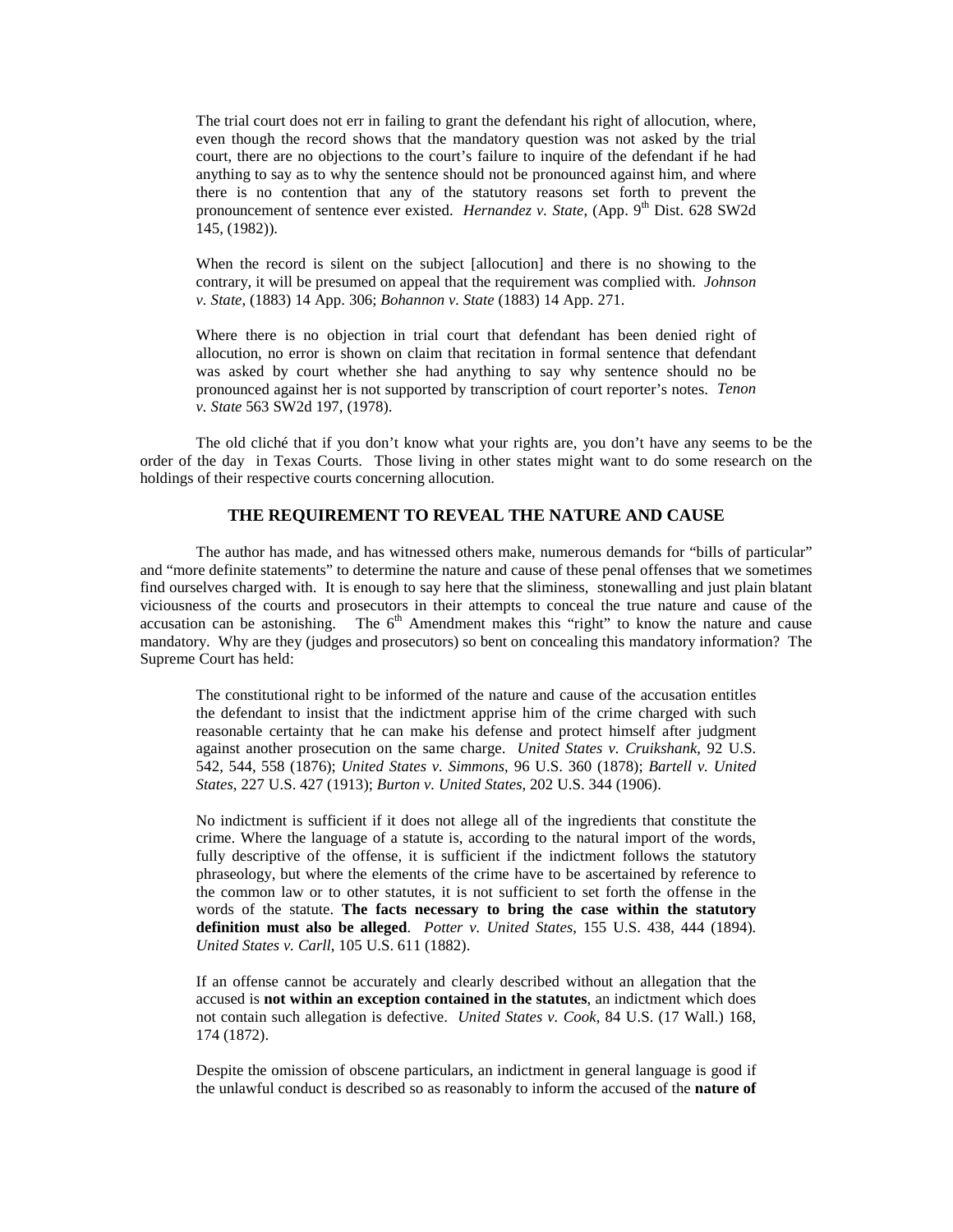> The trial court does not err in failing to grant the defendant his right of allocution, where, even though the record shows that the mandatory question was not asked by the trial court, there are no objections to the court's failure to inquire of the defendant if he had anything to say as to why the sentence should not be pronounced against him, and where there is no contention that any of the statutory reasons set forth to prevent the pronouncement of sentence ever existed. *Hernandez v. State*, (App. 9th Dist. 628 SW2d 145, (1982)).

> When the record is silent on the subject [allocution] and there is no showing to the contrary, it will be presumed on appeal that the requirement was complied with. *Johnson v. State*, (1883) 14 App. 306; *Bohannon v. State* (1883) 14 App. 271.

> Where there is no objection in trial court that defendant has been denied right of allocution, no error is shown on claim that recitation in formal sentence that defendant was asked by court whether she had anything to say why sentence should no be pronounced against her is not supported by transcription of court reporter's notes. *Tenon v. State* 563 SW2d 197, (1978).

The old cliché that if you don't know what your rights are, you don't have any seems to be the order of the day in Texas Courts. Those living in other states might want to do some research on the holdings of their respective courts concerning allocution.

## THE REQUIREMENT TO REVEAL THE NATURE AND CAUSE

The author has made, and has witnessed others make, numerous demands for "bills of particular" and "more definite statements" to determine the nature and cause of these penal offenses that we sometimes find ourselves charged with. It is enough to say here that the sliminess, stonewalling and just plain blatant viciousness of the courts and prosecutors in their attempts to conceal the true nature and cause of the accusation can be astonishing. The 6th Amendment makes this "right" to know the nature and cause mandatory. Why are they (judges and prosecutors) so bent on concealing this mandatory information? The Supreme Court has held:

> The constitutional right to be informed of the nature and cause of the accusation entitles the defendant to insist that the indictment apprise him of the crime charged with such reasonable certainty that he can make his defense and protect himself after judgment against another prosecution on the same charge. *United States v. Cruikshank*, 92 U.S. 542, 544, 558 (1876); *United States v. Simmons*, 96 U.S. 360 (1878); *Bartell v. United States*, 227 U.S. 427 (1913); *Burton v. United States*, 202 U.S. 344 (1906).

> No indictment is sufficient if it does not allege all of the ingredients that constitute the crime. Where the language of a statute is, according to the natural import of the words, fully descriptive of the offense, it is sufficient if the indictment follows the statutory phraseology, but where the elements of the crime have to be ascertained by reference to the common law or to other statutes, it is not sufficient to set forth the offense in the words of the statute. **The facts necessary to bring the case within the statutory definition must also be alleged**. *Potter v. United States*, 155 U.S. 438, 444 (1894). *United States v. Carll*, 105 U.S. 611 (1882).

> If an offense cannot be accurately and clearly described without an allegation that the accused is **not within an exception contained in the statutes**, an indictment which does not contain such allegation is defective. *United States v. Cook*, 84 U.S. (17 Wall.) 168, 174 (1872).

> Despite the omission of obscene particulars, an indictment in general language is good if the unlawful conduct is described so as reasonably to inform the accused of the **nature of**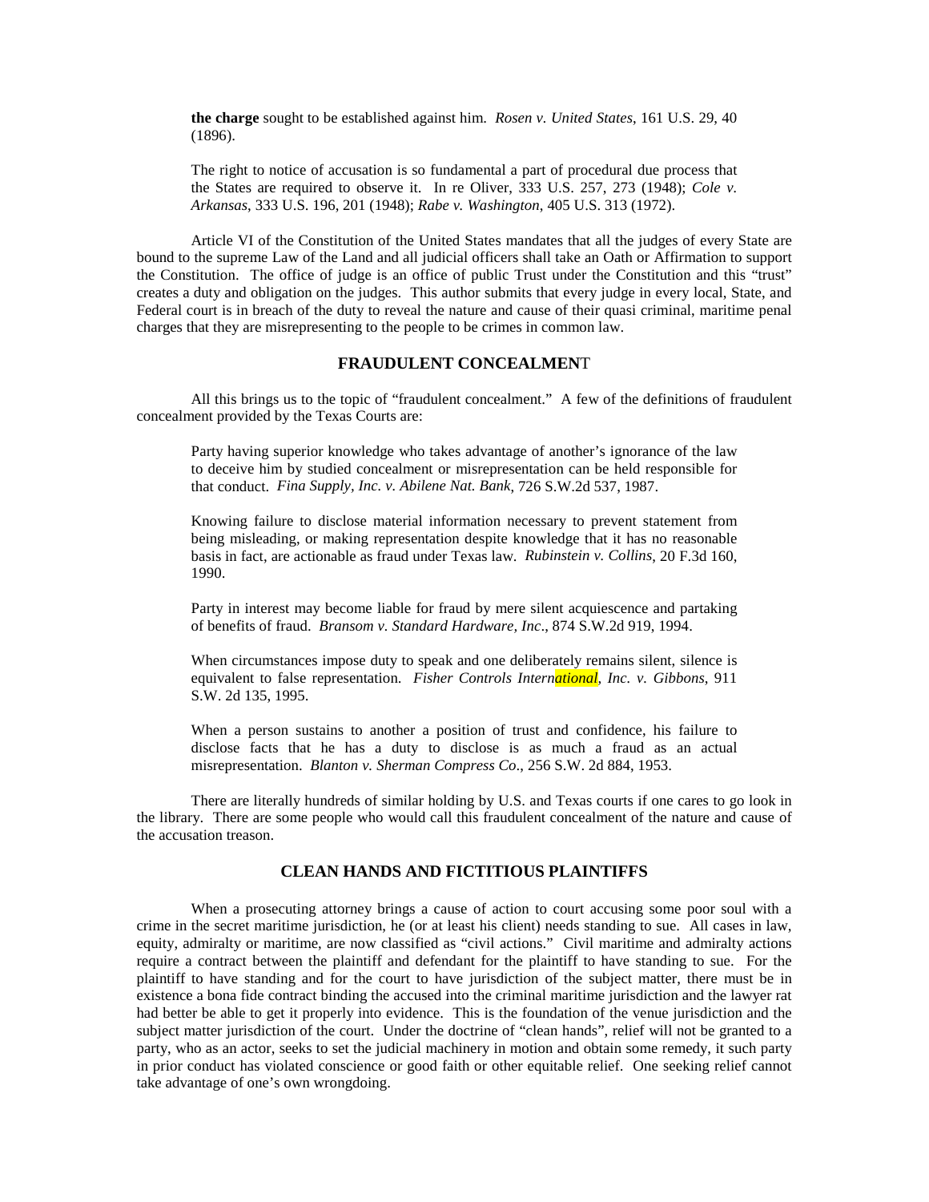**the charge** sought to be established against him. *Rosen v. United States*, 161 U.S. 29, 40 (1896).

> The right to notice of accusation is so fundamental a part of procedural due process that the States are required to observe it. In re Oliver, 333 U.S. 257, 273 (1948); *Cole v. Arkansas*, 333 U.S. 196, 201 (1948); *Rabe v. Washington*, 405 U.S. 313 (1972).

Article VI of the Constitution of the United States mandates that all the judges of every State are bound to the supreme Law of the Land and all judicial officers shall take an Oath or Affirmation to support the Constitution. The office of judge is an office of public Trust under the Constitution and this "trust" creates a duty and obligation on the judges. This author submits that every judge in every local, State, and Federal court is in breach of the duty to reveal the nature and cause of their quasi criminal, maritime penal charges that they are misrepresenting to the people to be crimes in common law.

## FRAUDULENT CONCEALMENT

All this brings us to the topic of "fraudulent concealment." A few of the definitions of fraudulent concealment provided by the Texas Courts are:

> Party having superior knowledge who takes advantage of another's ignorance of the law to deceive him by studied concealment or misrepresentation can be held responsible for that conduct. *Fina Supply, Inc. v. Abilene Nat. Bank*, 726 S.W.2d 537, 1987.

> Knowing failure to disclose material information necessary to prevent statement from being misleading, or making representation despite knowledge that it has no reasonable basis in fact, are actionable as fraud under Texas law. *Rubinstein v. Collins*, 20 F.3d 160, 1990.

> Party in interest may become liable for fraud by mere silent acquiescence and partaking of benefits of fraud. *Bransom v. Standard Hardware, Inc*., 874 S.W.2d 919, 1994.

> When circumstances impose duty to speak and one deliberately remains silent, silence is equivalent to false representation. *Fisher Controls International, Inc. v. Gibbons*, 911 S.W. 2d 135, 1995.

> When a person sustains to another a position of trust and confidence, his failure to disclose facts that he has a duty to disclose is as much a fraud as an actual misrepresentation. *Blanton v. Sherman Compress Co*., 256 S.W. 2d 884, 1953.

There are literally hundreds of similar holding by U.S. and Texas courts if one cares to go look in the library. There are some people who would call this fraudulent concealment of the nature and cause of the accusation treason.

## CLEAN HANDS AND FICTITIOUS PLAINTIFFS

When a prosecuting attorney brings a cause of action to court accusing some poor soul with a crime in the secret maritime jurisdiction, he (or at least his client) needs standing to sue. All cases in law, equity, admiralty or maritime, are now classified as "civil actions." Civil maritime and admiralty actions require a contract between the plaintiff and defendant for the plaintiff to have standing to sue. For the plaintiff to have standing and for the court to have jurisdiction of the subject matter, there must be in existence a bona fide contract binding the accused into the criminal maritime jurisdiction and the lawyer rat had better be able to get it properly into evidence. This is the foundation of the venue jurisdiction and the subject matter jurisdiction of the court. Under the doctrine of "clean hands", relief will not be granted to a party, who as an actor, seeks to set the judicial machinery in motion and obtain some remedy, it such party in prior conduct has violated conscience or good faith or other equitable relief. One seeking relief cannot take advantage of one's own wrongdoing.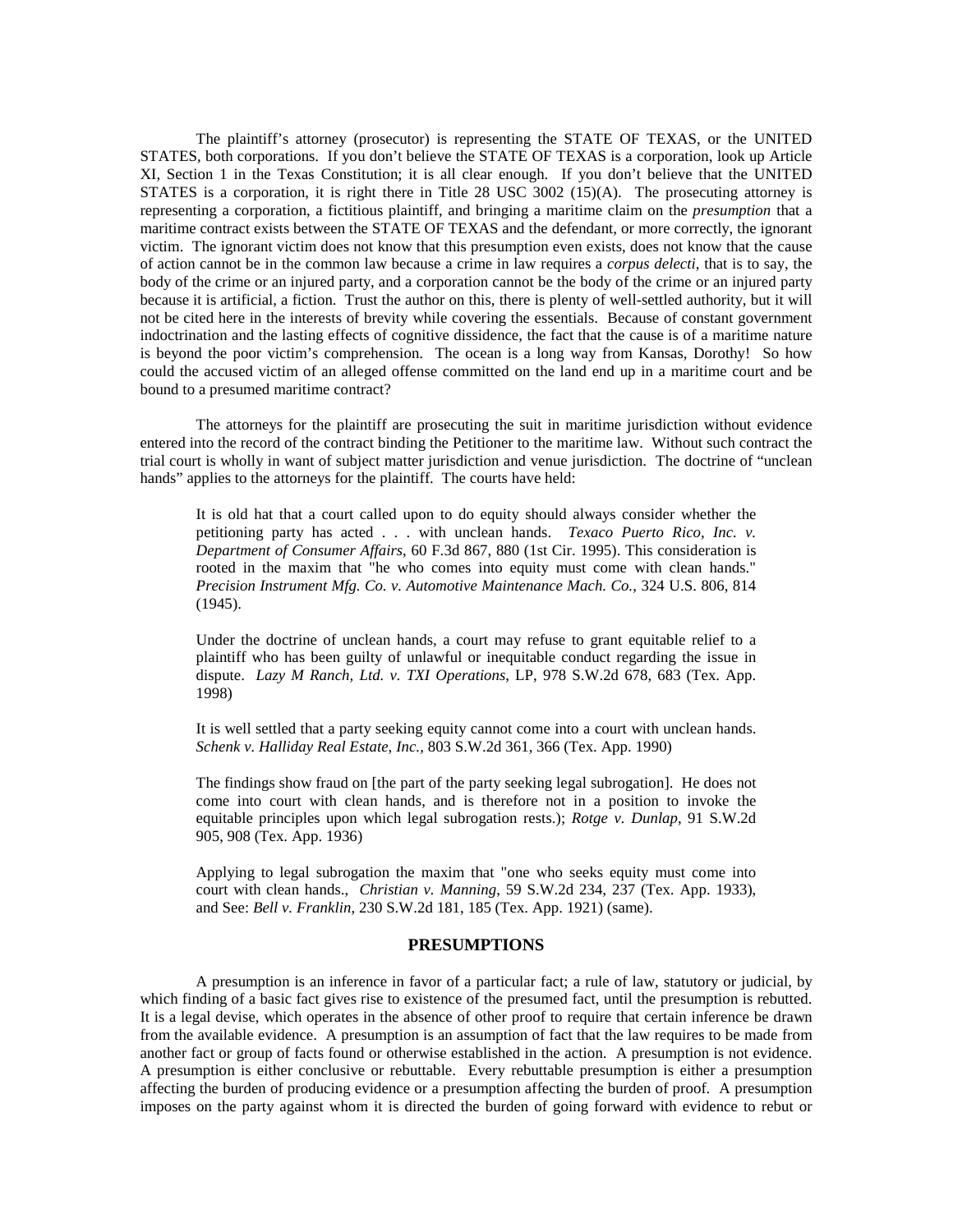The plaintiff's attorney (prosecutor) is representing the STATE OF TEXAS, or the UNITED STATES, both corporations. If you don't believe the STATE OF TEXAS is a corporation, look up Article XI, Section 1 in the Texas Constitution; it is all clear enough. If you don't believe that the UNITED STATES is a corporation, it is right there in Title 28 USC 3002 (15)(A). The prosecuting attorney is representing a corporation, a fictitious plaintiff, and bringing a maritime claim on the *presumption* that a maritime contract exists between the STATE OF TEXAS and the defendant, or more correctly, the ignorant victim. The ignorant victim does not know that this presumption even exists, does not know that the cause of action cannot be in the common law because a crime in law requires a *corpus delecti*, that is to say, the body of the crime or an injured party, and a corporation cannot be the body of the crime or an injured party because it is artificial, a fiction. Trust the author on this, there is plenty of well-settled authority, but it will not be cited here in the interests of brevity while covering the essentials. Because of constant government indoctrination and the lasting effects of cognitive dissidence, the fact that the cause is of a maritime nature is beyond the poor victim's comprehension. The ocean is a long way from Kansas, Dorothy! So how could the accused victim of an alleged offense committed on the land end up in a maritime court and be bound to a presumed maritime contract?

The attorneys for the plaintiff are prosecuting the suit in maritime jurisdiction without evidence entered into the record of the contract binding the Petitioner to the maritime law. Without such contract the trial court is wholly in want of subject matter jurisdiction and venue jurisdiction. The doctrine of "unclean hands" applies to the attorneys for the plaintiff. The courts have held:

> It is old hat that a court called upon to do equity should always consider whether the petitioning party has acted . . . with unclean hands. *Texaco Puerto Rico, Inc. v. Department of Consumer Affairs*, 60 F.3d 867, 880 (1st Cir. 1995). This consideration is rooted in the maxim that "he who comes into equity must come with clean hands." *Precision Instrument Mfg. Co. v. Automotive Maintenance Mach. Co.*, 324 U.S. 806, 814 (1945).
>
> Under the doctrine of unclean hands, a court may refuse to grant equitable relief to a plaintiff who has been guilty of unlawful or inequitable conduct regarding the issue in dispute. *Lazy M Ranch, Ltd. v. TXI Operations*, LP, 978 S.W.2d 678, 683 (Tex. App. 1998)
>
> It is well settled that a party seeking equity cannot come into a court with unclean hands. *Schenk v. Halliday Real Estate, Inc.*, 803 S.W.2d 361, 366 (Tex. App. 1990)
>
> The findings show fraud on [the part of the party seeking legal subrogation]. He does not come into court with clean hands, and is therefore not in a position to invoke the equitable principles upon which legal subrogation rests.); *Rotge v. Dunlap*, 91 S.W.2d 905, 908 (Tex. App. 1936)
>
> Applying to legal subrogation the maxim that "one who seeks equity must come into court with clean hands., *Christian v. Manning*, 59 S.W.2d 234, 237 (Tex. App. 1933), and See: *Bell v. Franklin*, 230 S.W.2d 181, 185 (Tex. App. 1921) (same).

## PRESUMPTIONS

A presumption is an inference in favor of a particular fact; a rule of law, statutory or judicial, by which finding of a basic fact gives rise to existence of the presumed fact, until the presumption is rebutted. It is a legal devise, which operates in the absence of other proof to require that certain inference be drawn from the available evidence. A presumption is an assumption of fact that the law requires to be made from another fact or group of facts found or otherwise established in the action. A presumption is not evidence. A presumption is either conclusive or rebuttable. Every rebuttable presumption is either a presumption affecting the burden of producing evidence or a presumption affecting the burden of proof. A presumption imposes on the party against whom it is directed the burden of going forward with evidence to rebut or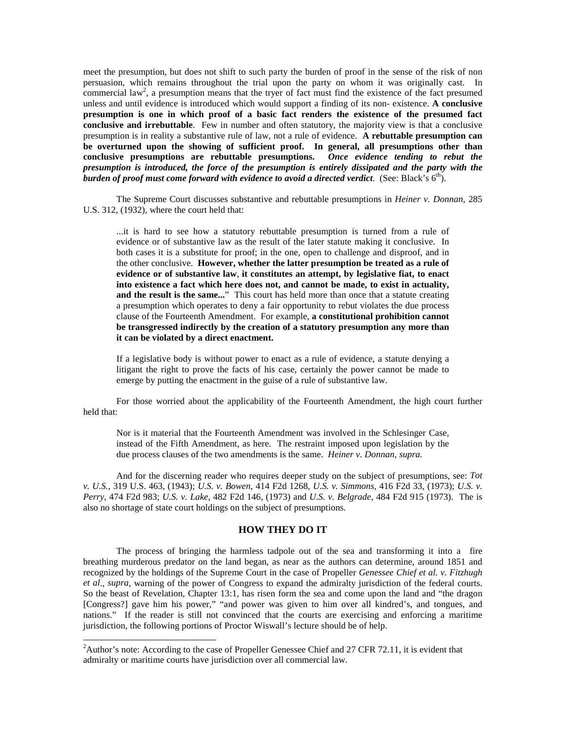meet the presumption, but does not shift to such party the burden of proof in the sense of the risk of non persuasion, which remains throughout the trial upon the party on whom it was originally cast. In commercial law[2], a presumption means that the tryer of fact must find the existence of the fact presumed unless and until evidence is introduced which would support a finding of its non- existence. **A conclusive presumption is one in which proof of a basic fact renders the existence of the presumed fact conclusive and irrebuttable**. Few in number and often statutory, the majority view is that a conclusive presumption is in reality a substantive rule of law, not a rule of evidence. **A rebuttable presumption can be overturned upon the showing of sufficient proof. In general, all presumptions other than conclusive presumptions are rebuttable presumptions.** ***Once evidence tending to rebut the presumption is introduced, the force of the presumption is entirely dissipated and the party with the burden of proof must come forward with evidence to avoid a directed verdict***. (See: Black's $6^{th}$).

The Supreme Court discusses substantive and rebuttable presumptions in *Heiner v. Donnan*, 285 U.S. 312, (1932), where the court held that:

> ...it is hard to see how a statutory rebuttable presumption is turned from a rule of evidence or of substantive law as the result of the later statute making it conclusive. In both cases it is a substitute for proof; in the one, open to challenge and disproof, and in the other conclusive. **However, whether the latter presumption be treated as a rule of evidence or of substantive law**, **it constitutes an attempt, by legislative fiat, to enact into existence a fact which here does not, and cannot be made, to exist in actuality, and the result is the same...**" This court has held more than once that a statute creating a presumption which operates to deny a fair opportunity to rebut violates the due process clause of the Fourteenth Amendment. For example, **a constitutional prohibition cannot be transgressed indirectly by the creation of a statutory presumption any more than it can be violated by a direct enactment.**
>
> If a legislative body is without power to enact as a rule of evidence, a statute denying a litigant the right to prove the facts of his case, certainly the power cannot be made to emerge by putting the enactment in the guise of a rule of substantive law.

For those worried about the applicability of the Fourteenth Amendment, the high court further held that:

> Nor is it material that the Fourteenth Amendment was involved in the Schlesinger Case, instead of the Fifth Amendment, as here. The restraint imposed upon legislation by the due process clauses of the two amendments is the same. *Heiner v. Donnan, supra.*

And for the discerning reader who requires deeper study on the subject of presumptions, see: *Tot v. U.S.*, 319 U.S. 463, (1943); *U.S. v. Bowen*, 414 F2d 1268, *U.S. v. Simmons*, 416 F2d 33, (1973); *U.S. v. Perry*, 474 F2d 983; *U.S. v. Lake*, 482 F2d 146, (1973) and *U.S. v. Belgrade*, 484 F2d 915 (1973). The is also no shortage of state court holdings on the subject of presumptions.

## HOW THEY DO IT

The process of bringing the harmless tadpole out of the sea and transforming it into a fire breathing murderous predator on the land began, as near as the authors can determine, around 1851 and recognized by the holdings of the Supreme Court in the case of Propeller *Genessee Chief et al. v. Fitzhugh et al*., *supra*, warning of the power of Congress to expand the admiralty jurisdiction of the federal courts. So the beast of Revelation, Chapter 13:1, has risen form the sea and come upon the land and "the dragon [Congress?] gave him his power," "and power was given to him over all kindred's, and tongues, and nations." If the reader is still not convinced that the courts are exercising and enforcing a maritime jurisdiction, the following portions of Proctor Wiswall's lecture should be of help.

[2]Author's note: According to the case of Propeller Genessee Chief and 27 CFR 72.11, it is evident that admiralty or maritime courts have jurisdiction over all commercial law.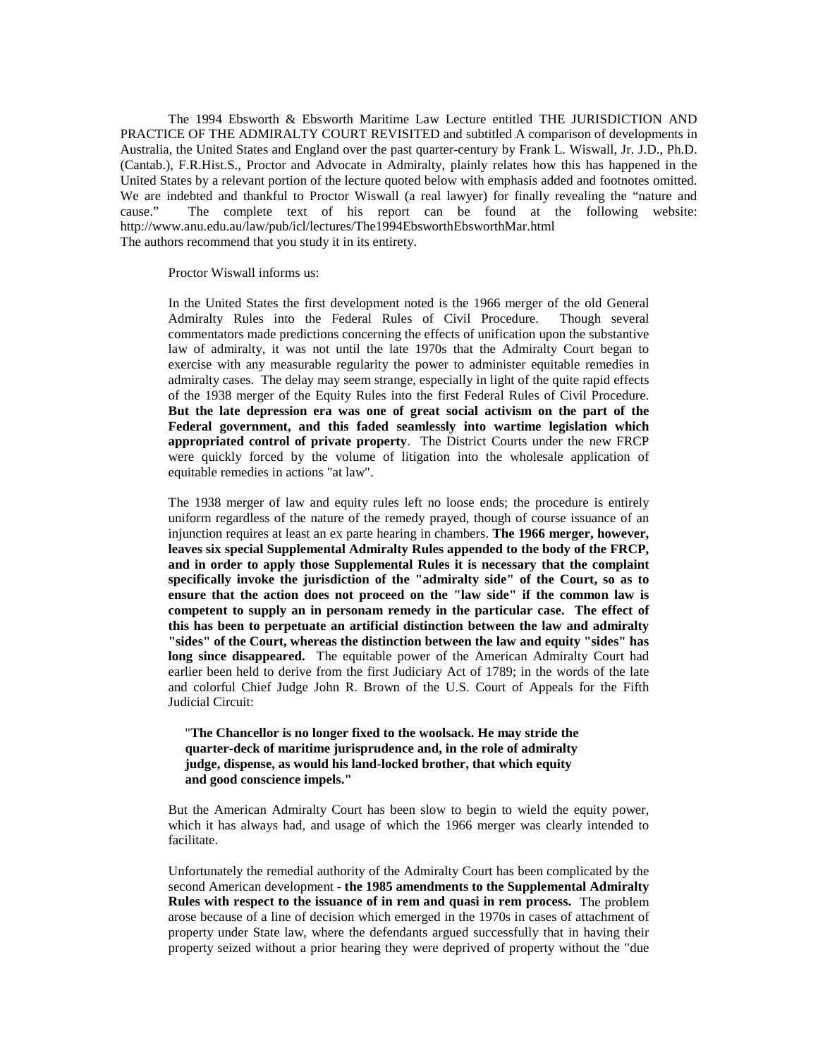The 1994 Ebsworth & Ebsworth Maritime Law Lecture entitled THE JURISDICTION AND PRACTICE OF THE ADMIRALTY COURT REVISITED and subtitled A comparison of developments in Australia, the United States and England over the past quarter-century by Frank L. Wiswall, Jr. J.D., Ph.D. (Cantab.), F.R.Hist.S., Proctor and Advocate in Admiralty, plainly relates how this has happened in the United States by a relevant portion of the lecture quoted below with emphasis added and footnotes omitted. We are indebted and thankful to Proctor Wiswall (a real lawyer) for finally revealing the "nature and cause." The complete text of his report can be found at the following website: http://www.anu.edu.au/law/pub/icl/lectures/The1994EbsworthEbsworthMar.html
The authors recommend that you study it in its entirety.

Proctor Wiswall informs us:

> In the United States the first development noted is the 1966 merger of the old General Admiralty Rules into the Federal Rules of Civil Procedure. Though several commentators made predictions concerning the effects of unification upon the substantive law of admiralty, it was not until the late 1970s that the Admiralty Court began to exercise with any measurable regularity the power to administer equitable remedies in admiralty cases. The delay may seem strange, especially in light of the quite rapid effects of the 1938 merger of the Equity Rules into the first Federal Rules of Civil Procedure. **But the late depression era was one of great social activism on the part of the Federal government, and this faded seamlessly into wartime legislation which appropriated control of private property**. The District Courts under the new FRCP were quickly forced by the volume of litigation into the wholesale application of equitable remedies in actions "at law".
>
> The 1938 merger of law and equity rules left no loose ends; the procedure is entirely uniform regardless of the nature of the remedy prayed, though of course issuance of an injunction requires at least an ex parte hearing in chambers. **The 1966 merger, however, leaves six special Supplemental Admiralty Rules appended to the body of the FRCP, and in order to apply those Supplemental Rules it is necessary that the complaint specifically invoke the jurisdiction of the "admiralty side" of the Court, so as to ensure that the action does not proceed on the "law side" if the common law is competent to supply an in personam remedy in the particular case. The effect of this has been to perpetuate an artificial distinction between the law and admiralty "sides" of the Court, whereas the distinction between the law and equity "sides" has long since disappeared.** The equitable power of the American Admiralty Court had earlier been held to derive from the first Judiciary Act of 1789; in the words of the late and colorful Chief Judge John R. Brown of the U.S. Court of Appeals for the Fifth Judicial Circuit:
>
> > "**The Chancellor is no longer fixed to the woolsack. He may stride the quarter-deck of maritime jurisprudence and, in the role of admiralty judge, dispense, as would his land-locked brother, that which equity and good conscience impels."**
>
> But the American Admiralty Court has been slow to begin to wield the equity power, which it has always had, and usage of which the 1966 merger was clearly intended to facilitate.
>
> Unfortunately the remedial authority of the Admiralty Court has been complicated by the second American development - **the 1985 amendments to the Supplemental Admiralty Rules with respect to the issuance of in rem and quasi in rem process.** The problem arose because of a line of decision which emerged in the 1970s in cases of attachment of property under State law, where the defendants argued successfully that in having their property seized without a prior hearing they were deprived of property without the "due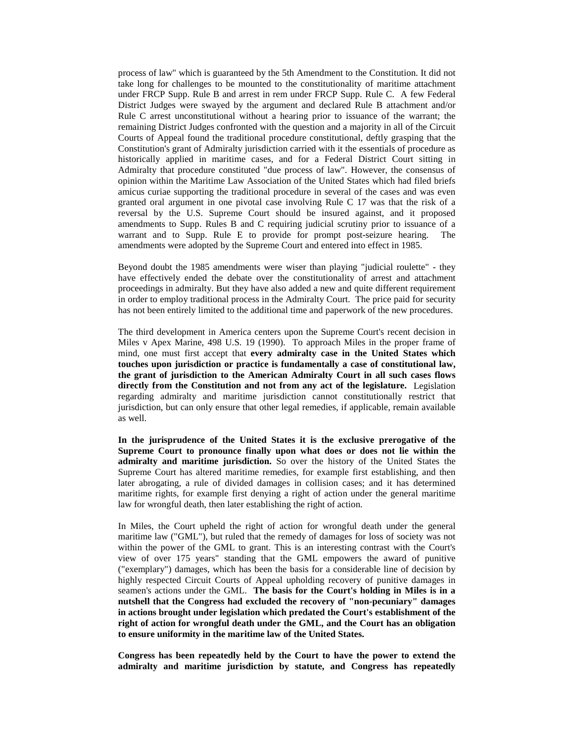process of law" which is guaranteed by the 5th Amendment to the Constitution. It did not take long for challenges to be mounted to the constitutionality of maritime attachment under FRCP Supp. Rule B and arrest in rem under FRCP Supp. Rule C. A few Federal District Judges were swayed by the argument and declared Rule B attachment and/or Rule C arrest unconstitutional without a hearing prior to issuance of the warrant; the remaining District Judges confronted with the question and a majority in all of the Circuit Courts of Appeal found the traditional procedure constitutional, deftly grasping that the Constitution's grant of Admiralty jurisdiction carried with it the essentials of procedure as historically applied in maritime cases, and for a Federal District Court sitting in Admiralty that procedure constituted "due process of law". However, the consensus of opinion within the Maritime Law Association of the United States which had filed briefs amicus curiae supporting the traditional procedure in several of the cases and was even granted oral argument in one pivotal case involving Rule C 17 was that the risk of a reversal by the U.S. Supreme Court should be insured against, and it proposed amendments to Supp. Rules B and C requiring judicial scrutiny prior to issuance of a warrant and to Supp. Rule E to provide for prompt post-seizure hearing. The amendments were adopted by the Supreme Court and entered into effect in 1985.

Beyond doubt the 1985 amendments were wiser than playing "judicial roulette" - they have effectively ended the debate over the constitutionality of arrest and attachment proceedings in admiralty. But they have also added a new and quite different requirement in order to employ traditional process in the Admiralty Court. The price paid for security has not been entirely limited to the additional time and paperwork of the new procedures.

The third development in America centers upon the Supreme Court's recent decision in Miles v Apex Marine, 498 U.S. 19 (1990). To approach Miles in the proper frame of mind, one must first accept that **every admiralty case in the United States which touches upon jurisdiction or practice is fundamentally a case of constitutional law, the grant of jurisdiction to the American Admiralty Court in all such cases flows directly from the Constitution and not from any act of the legislature.** Legislation regarding admiralty and maritime jurisdiction cannot constitutionally restrict that jurisdiction, but can only ensure that other legal remedies, if applicable, remain available as well.

**In the jurisprudence of the United States it is the exclusive prerogative of the Supreme Court to pronounce finally upon what does or does not lie within the admiralty and maritime jurisdiction.** So over the history of the United States the Supreme Court has altered maritime remedies, for example first establishing, and then later abrogating, a rule of divided damages in collision cases; and it has determined maritime rights, for example first denying a right of action under the general maritime law for wrongful death, then later establishing the right of action.

In Miles, the Court upheld the right of action for wrongful death under the general maritime law ("GML"), but ruled that the remedy of damages for loss of society was not within the power of the GML to grant. This is an interesting contrast with the Court's view of over 175 years" standing that the GML empowers the award of punitive ("exemplary") damages, which has been the basis for a considerable line of decision by highly respected Circuit Courts of Appeal upholding recovery of punitive damages in seamen's actions under the GML. **The basis for the Court's holding in Miles is in a nutshell that the Congress had excluded the recovery of "non-pecuniary" damages in actions brought under legislation which predated the Court's establishment of the right of action for wrongful death under the GML, and the Court has an obligation to ensure uniformity in the maritime law of the United States.**

**Congress has been repeatedly held by the Court to have the power to extend the admiralty and maritime jurisdiction by statute, and Congress has repeatedly**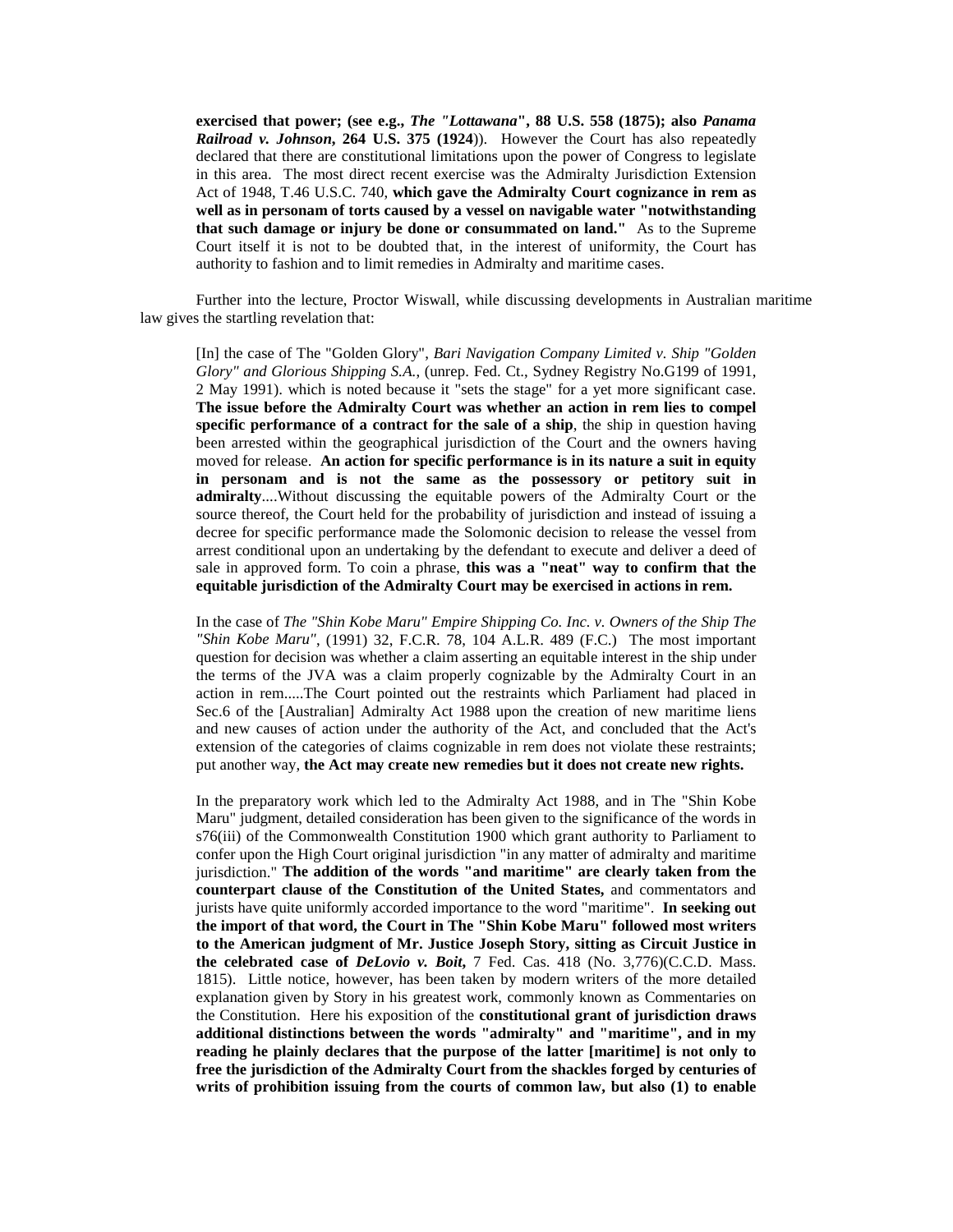**exercised that power; (see e.g.,** ***The "Lottawana"*****, 88 U.S. 558 (1875); also** ***Panama Railroad v. Johnson*****, 264 U.S. 375 (1924)**). However the Court has also repeatedly declared that there are constitutional limitations upon the power of Congress to legislate in this area. The most direct recent exercise was the Admiralty Jurisdiction Extension Act of 1948, T.46 U.S.C. 740, **which gave the Admiralty Court cognizance in rem as well as in personam of torts caused by a vessel on navigable water "notwithstanding that such damage or injury be done or consummated on land."** As to the Supreme Court itself it is not to be doubted that, in the interest of uniformity, the Court has authority to fashion and to limit remedies in Admiralty and maritime cases.

Further into the lecture, Proctor Wiswall, while discussing developments in Australian maritime law gives the startling revelation that:

> [In] the case of The "Golden Glory", *Bari Navigation Company Limited v. Ship "Golden Glory" and Glorious Shipping S.A.*, (unrep. Fed. Ct., Sydney Registry No.G199 of 1991, 2 May 1991). which is noted because it "sets the stage" for a yet more significant case. **The issue before the Admiralty Court was whether an action in rem lies to compel specific performance of a contract for the sale of a ship**, the ship in question having been arrested within the geographical jurisdiction of the Court and the owners having moved for release. **An action for specific performance is in its nature a suit in equity in personam and is not the same as the possessory or petitory suit in admiralty**....Without discussing the equitable powers of the Admiralty Court or the source thereof, the Court held for the probability of jurisdiction and instead of issuing a decree for specific performance made the Solomonic decision to release the vessel from arrest conditional upon an undertaking by the defendant to execute and deliver a deed of sale in approved form. To coin a phrase, **this was a "neat" way to confirm that the equitable jurisdiction of the Admiralty Court may be exercised in actions in rem.**
>
> In the case of *The "Shin Kobe Maru" Empire Shipping Co. Inc. v. Owners of the Ship The "Shin Kobe Maru"*, (1991) 32, F.C.R. 78, 104 A.L.R. 489 (F.C.) The most important question for decision was whether a claim asserting an equitable interest in the ship under the terms of the JVA was a claim properly cognizable by the Admiralty Court in an action in rem.....The Court pointed out the restraints which Parliament had placed in Sec.6 of the [Australian] Admiralty Act 1988 upon the creation of new maritime liens and new causes of action under the authority of the Act, and concluded that the Act's extension of the categories of claims cognizable in rem does not violate these restraints; put another way, **the Act may create new remedies but it does not create new rights.**
>
> In the preparatory work which led to the Admiralty Act 1988, and in The "Shin Kobe Maru" judgment, detailed consideration has been given to the significance of the words in s76(iii) of the Commonwealth Constitution 1900 which grant authority to Parliament to confer upon the High Court original jurisdiction "in any matter of admiralty and maritime jurisdiction." **The addition of the words "and maritime" are clearly taken from the counterpart clause of the Constitution of the United States,** and commentators and jurists have quite uniformly accorded importance to the word "maritime". **In seeking out the import of that word, the Court in The "Shin Kobe Maru" followed most writers to the American judgment of Mr. Justice Joseph Story, sitting as Circuit Justice in the celebrated case of** ***DeLovio v. Boit*****,** 7 Fed. Cas. 418 (No. 3,776)(C.C.D. Mass. 1815). Little notice, however, has been taken by modern writers of the more detailed explanation given by Story in his greatest work, commonly known as Commentaries on the Constitution. Here his exposition of the **constitutional grant of jurisdiction draws additional distinctions between the words "admiralty" and "maritime", and in my reading he plainly declares that the purpose of the latter [maritime] is not only to free the jurisdiction of the Admiralty Court from the shackles forged by centuries of writs of prohibition issuing from the courts of common law, but also (1) to enable**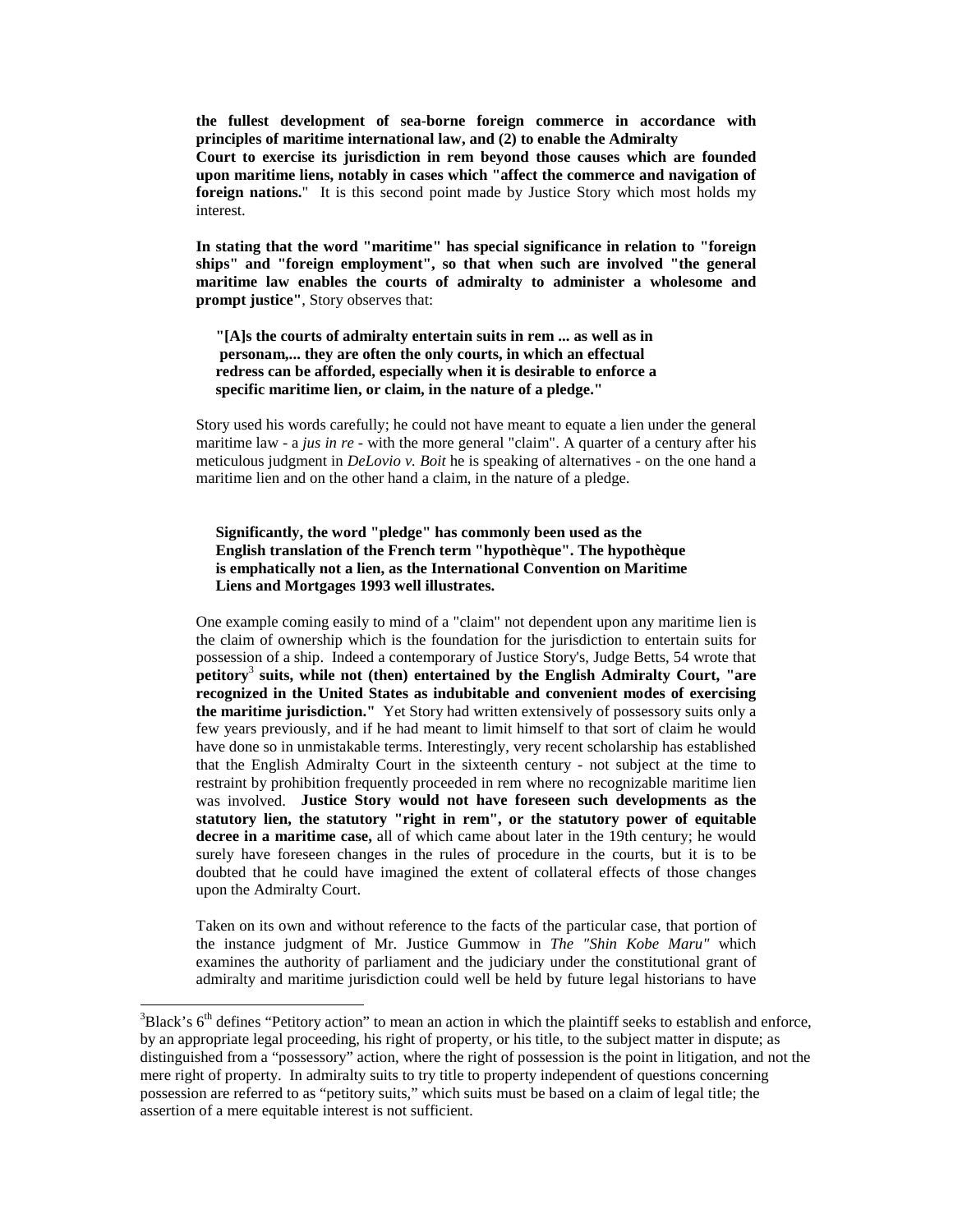**the fullest development of sea-borne foreign commerce in accordance with principles of maritime international law, and (2) to enable the Admiralty Court to exercise its jurisdiction in rem beyond those causes which are founded upon maritime liens, notably in cases which "affect the commerce and navigation of foreign nations.**" It is this second point made by Justice Story which most holds my interest.

**In stating that the word "maritime" has special significance in relation to "foreign ships" and "foreign employment", so that when such are involved "the general maritime law enables the courts of admiralty to administer a wholesome and prompt justice"**, Story observes that:

> **"[A]s the courts of admiralty entertain suits in rem ... as well as in personam,... they are often the only courts, in which an effectual redress can be afforded, especially when it is desirable to enforce a specific maritime lien, or claim, in the nature of a pledge."**

Story used his words carefully; he could not have meant to equate a lien under the general maritime law - a *jus in re* - with the more general "claim". A quarter of a century after his meticulous judgment in *DeLovio v. Boit* he is speaking of alternatives - on the one hand a maritime lien and on the other hand a claim, in the nature of a pledge.

> **Significantly, the word "pledge" has commonly been used as the English translation of the French term "hypothèque". The hypothèque is emphatically not a lien, as the International Convention on Maritime Liens and Mortgages 1993 well illustrates.**

One example coming easily to mind of a "claim" not dependent upon any maritime lien is the claim of ownership which is the foundation for the jurisdiction to entertain suits for possession of a ship. Indeed a contemporary of Justice Story's, Judge Betts, 54 wrote that **petitory**[3] **suits, while not (then) entertained by the English Admiralty Court, "are recognized in the United States as indubitable and convenient modes of exercising the maritime jurisdiction."** Yet Story had written extensively of possessory suits only a few years previously, and if he had meant to limit himself to that sort of claim he would have done so in unmistakable terms. Interestingly, very recent scholarship has established that the English Admiralty Court in the sixteenth century - not subject at the time to restraint by prohibition frequently proceeded in rem where no recognizable maritime lien was involved. **Justice Story would not have foreseen such developments as the statutory lien, the statutory "right in rem", or the statutory power of equitable decree in a maritime case,** all of which came about later in the 19th century; he would surely have foreseen changes in the rules of procedure in the courts, but it is to be doubted that he could have imagined the extent of collateral effects of those changes upon the Admiralty Court.

Taken on its own and without reference to the facts of the particular case, that portion of the instance judgment of Mr. Justice Gummow in *The "Shin Kobe Maru"* which examines the authority of parliament and the judiciary under the constitutional grant of admiralty and maritime jurisdiction could well be held by future legal historians to have

---

[3] Black's 6th defines "Petitory action" to mean an action in which the plaintiff seeks to establish and enforce, by an appropriate legal proceeding, his right of property, or his title, to the subject matter in dispute; as distinguished from a "possessory" action, where the right of possession is the point in litigation, and not the mere right of property. In admiralty suits to try title to property independent of questions concerning possession are referred to as "petitory suits," which suits must be based on a claim of legal title; the assertion of a mere equitable interest is not sufficient.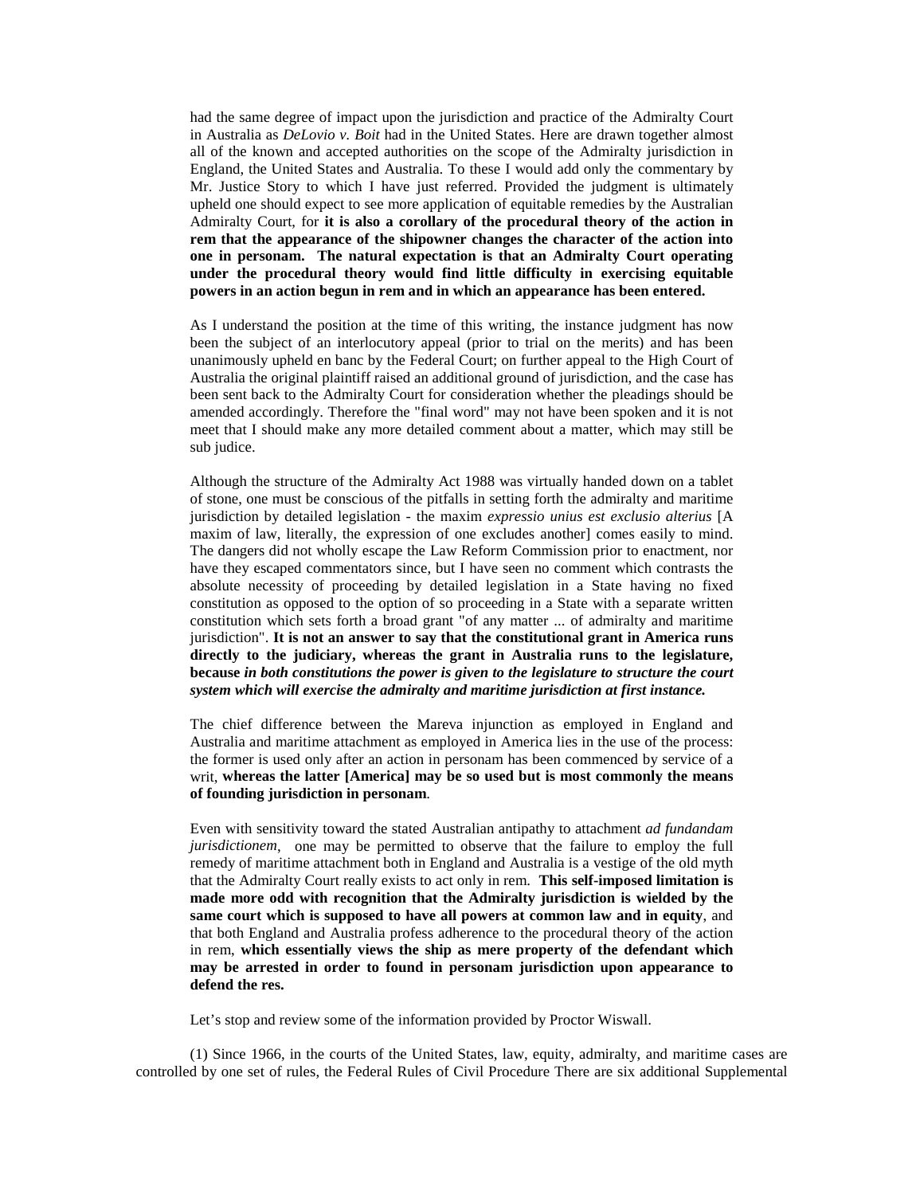had the same degree of impact upon the jurisdiction and practice of the Admiralty Court in Australia as *DeLovio v. Boit* had in the United States. Here are drawn together almost all of the known and accepted authorities on the scope of the Admiralty jurisdiction in England, the United States and Australia. To these I would add only the commentary by Mr. Justice Story to which I have just referred. Provided the judgment is ultimately upheld one should expect to see more application of equitable remedies by the Australian Admiralty Court, for **it is also a corollary of the procedural theory of the action in rem that the appearance of the shipowner changes the character of the action into one in personam. The natural expectation is that an Admiralty Court operating under the procedural theory would find little difficulty in exercising equitable powers in an action begun in rem and in which an appearance has been entered.**

As I understand the position at the time of this writing, the instance judgment has now been the subject of an interlocutory appeal (prior to trial on the merits) and has been unanimously upheld en banc by the Federal Court; on further appeal to the High Court of Australia the original plaintiff raised an additional ground of jurisdiction, and the case has been sent back to the Admiralty Court for consideration whether the pleadings should be amended accordingly. Therefore the "final word" may not have been spoken and it is not meet that I should make any more detailed comment about a matter, which may still be sub judice.

Although the structure of the Admiralty Act 1988 was virtually handed down on a tablet of stone, one must be conscious of the pitfalls in setting forth the admiralty and maritime jurisdiction by detailed legislation - the maxim *expressio unius est exclusio alterius* [A maxim of law, literally, the expression of one excludes another] comes easily to mind. The dangers did not wholly escape the Law Reform Commission prior to enactment, nor have they escaped commentators since, but I have seen no comment which contrasts the absolute necessity of proceeding by detailed legislation in a State having no fixed constitution as opposed to the option of so proceeding in a State with a separate written constitution which sets forth a broad grant "of any matter ... of admiralty and maritime jurisdiction". **It is not an answer to say that the constitutional grant in America runs directly to the judiciary, whereas the grant in Australia runs to the legislature, because *in both constitutions the power is given to the legislature to structure the court system which will exercise the admiralty and maritime jurisdiction at first instance.***

The chief difference between the Mareva injunction as employed in England and Australia and maritime attachment as employed in America lies in the use of the process: the former is used only after an action in personam has been commenced by service of a writ, **whereas the latter [America] may be so used but is most commonly the means of founding jurisdiction in personam**.

Even with sensitivity toward the stated Australian antipathy to attachment *ad fundandam jurisdictionem*, one may be permitted to observe that the failure to employ the full remedy of maritime attachment both in England and Australia is a vestige of the old myth that the Admiralty Court really exists to act only in rem. **This self-imposed limitation is made more odd with recognition that the Admiralty jurisdiction is wielded by the same court which is supposed to have all powers at common law and in equity**, and that both England and Australia profess adherence to the procedural theory of the action in rem, **which essentially views the ship as mere property of the defendant which may be arrested in order to found in personam jurisdiction upon appearance to defend the res.**

Let's stop and review some of the information provided by Proctor Wiswall.

(1) Since 1966, in the courts of the United States, law, equity, admiralty, and maritime cases are controlled by one set of rules, the Federal Rules of Civil Procedure There are six additional Supplemental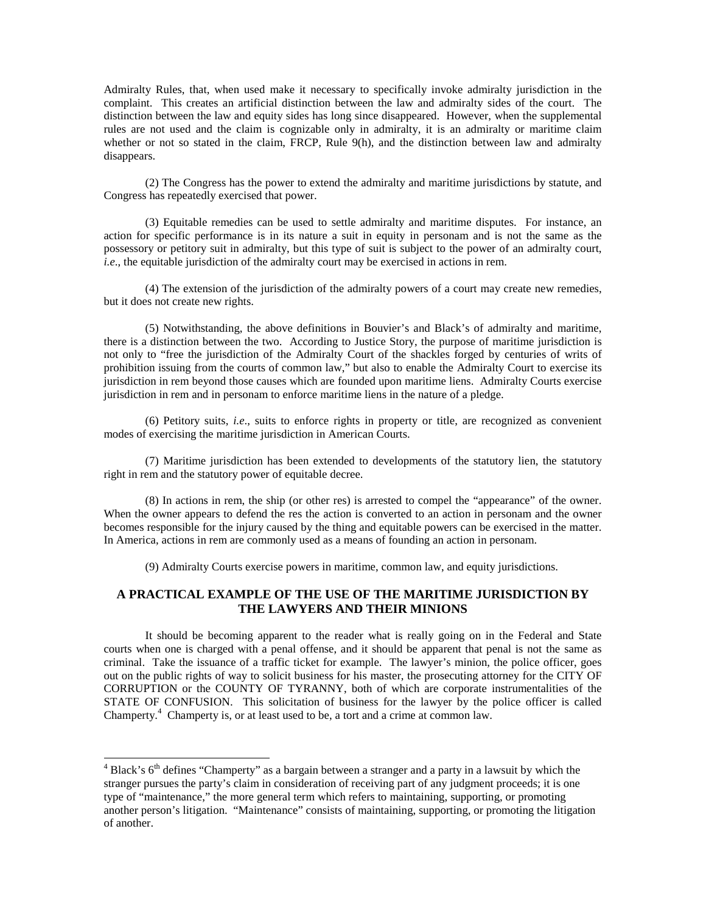Admiralty Rules, that, when used make it necessary to specifically invoke admiralty jurisdiction in the complaint. This creates an artificial distinction between the law and admiralty sides of the court. The distinction between the law and equity sides has long since disappeared. However, when the supplemental rules are not used and the claim is cognizable only in admiralty, it is an admiralty or maritime claim whether or not so stated in the claim, FRCP, Rule 9(h), and the distinction between law and admiralty disappears.

(2) The Congress has the power to extend the admiralty and maritime jurisdictions by statute, and Congress has repeatedly exercised that power.

(3) Equitable remedies can be used to settle admiralty and maritime disputes. For instance, an action for specific performance is in its nature a suit in equity in personam and is not the same as the possessory or petitory suit in admiralty, but this type of suit is subject to the power of an admiralty court, *i.e.*, the equitable jurisdiction of the admiralty court may be exercised in actions in rem.

(4) The extension of the jurisdiction of the admiralty powers of a court may create new remedies, but it does not create new rights.

(5) Notwithstanding, the above definitions in Bouvier's and Black's of admiralty and maritime, there is a distinction between the two. According to Justice Story, the purpose of maritime jurisdiction is not only to "free the jurisdiction of the Admiralty Court of the shackles forged by centuries of writs of prohibition issuing from the courts of common law," but also to enable the Admiralty Court to exercise its jurisdiction in rem beyond those causes which are founded upon maritime liens. Admiralty Courts exercise jurisdiction in rem and in personam to enforce maritime liens in the nature of a pledge.

(6) Petitory suits, *i.e*., suits to enforce rights in property or title, are recognized as convenient modes of exercising the maritime jurisdiction in American Courts.

(7) Maritime jurisdiction has been extended to developments of the statutory lien, the statutory right in rem and the statutory power of equitable decree.

(8) In actions in rem, the ship (or other res) is arrested to compel the "appearance" of the owner. When the owner appears to defend the res the action is converted to an action in personam and the owner becomes responsible for the injury caused by the thing and equitable powers can be exercised in the matter. In America, actions in rem are commonly used as a means of founding an action in personam.

(9) Admiralty Courts exercise powers in maritime, common law, and equity jurisdictions.

## A PRACTICAL EXAMPLE OF THE USE OF THE MARITIME JURISDICTION BY THE LAWYERS AND THEIR MINIONS

It should be becoming apparent to the reader what is really going on in the Federal and State courts when one is charged with a penal offense, and it should be apparent that penal is not the same as criminal. Take the issuance of a traffic ticket for example. The lawyer's minion, the police officer, goes out on the public rights of way to solicit business for his master, the prosecuting attorney for the CITY OF CORRUPTION or the COUNTY OF TYRANNY, both of which are corporate instrumentalities of the STATE OF CONFUSION. This solicitation of business for the lawyer by the police officer is called Champerty.[4] Champerty is, or at least used to be, a tort and a crime at common law.

---

[4] Black's 6th defines "Champerty" as a bargain between a stranger and a party in a lawsuit by which the stranger pursues the party's claim in consideration of receiving part of any judgment proceeds; it is one type of "maintenance," the more general term which refers to maintaining, supporting, or promoting another person's litigation. "Maintenance" consists of maintaining, supporting, or promoting the litigation of another.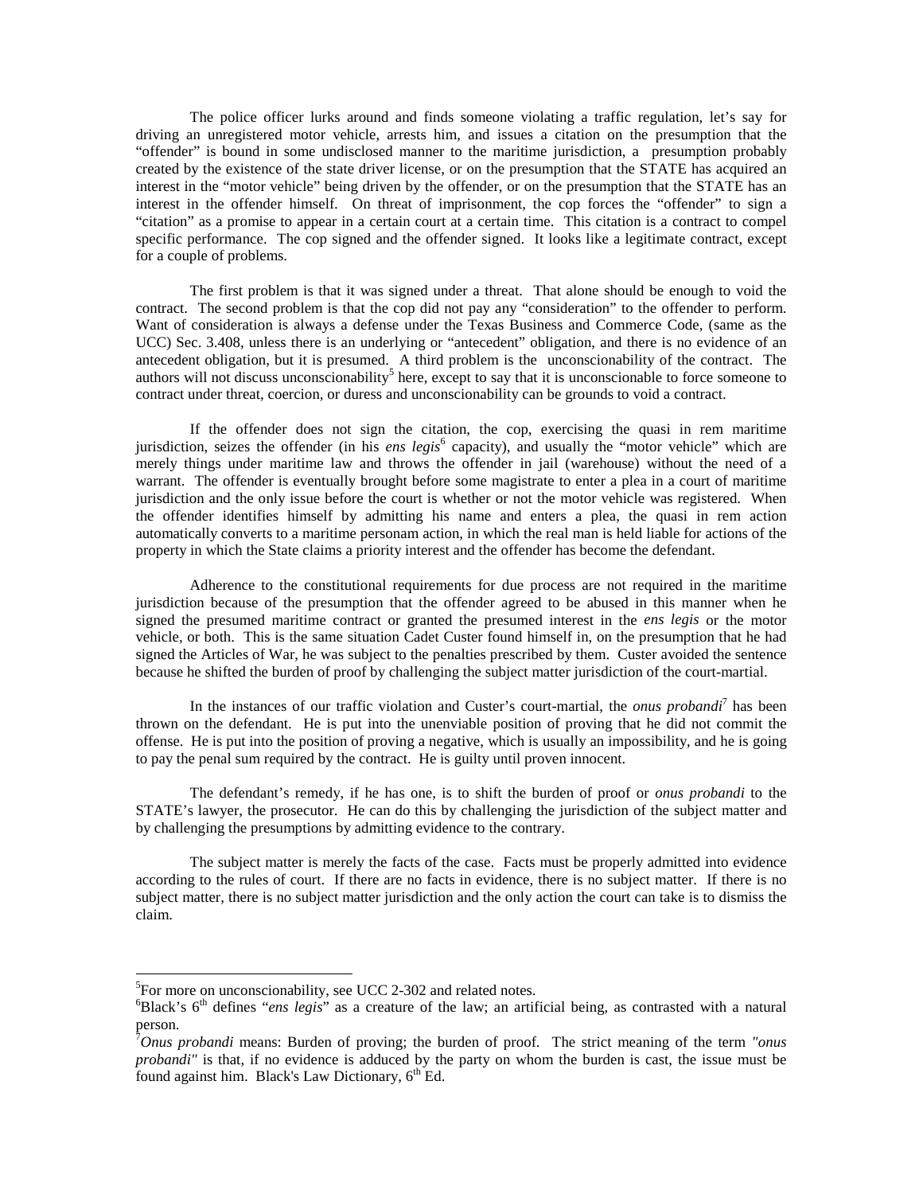The police officer lurks around and finds someone violating a traffic regulation, let's say for driving an unregistered motor vehicle, arrests him, and issues a citation on the presumption that the "offender" is bound in some undisclosed manner to the maritime jurisdiction, a presumption probably created by the existence of the state driver license, or on the presumption that the STATE has acquired an interest in the "motor vehicle" being driven by the offender, or on the presumption that the STATE has an interest in the offender himself. On threat of imprisonment, the cop forces the "offender" to sign a "citation" as a promise to appear in a certain court at a certain time. This citation is a contract to compel specific performance. The cop signed and the offender signed. It looks like a legitimate contract, except for a couple of problems.

The first problem is that it was signed under a threat. That alone should be enough to void the contract. The second problem is that the cop did not pay any "consideration" to the offender to perform. Want of consideration is always a defense under the Texas Business and Commerce Code, (same as the UCC) Sec. 3.408, unless there is an underlying or "antecedent" obligation, and there is no evidence of an antecedent obligation, but it is presumed. A third problem is the unconscionability of the contract. The authors will not discuss unconscionability[5] here, except to say that it is unconscionable to force someone to contract under threat, coercion, or duress and unconscionability can be grounds to void a contract.

If the offender does not sign the citation, the cop, exercising the quasi in rem maritime jurisdiction, seizes the offender (in his *ens legis*[6] capacity), and usually the "motor vehicle" which are merely things under maritime law and throws the offender in jail (warehouse) without the need of a warrant. The offender is eventually brought before some magistrate to enter a plea in a court of maritime jurisdiction and the only issue before the court is whether or not the motor vehicle was registered. When the offender identifies himself by admitting his name and enters a plea, the quasi in rem action automatically converts to a maritime personam action, in which the real man is held liable for actions of the property in which the State claims a priority interest and the offender has become the defendant.

Adherence to the constitutional requirements for due process are not required in the maritime jurisdiction because of the presumption that the offender agreed to be abused in this manner when he signed the presumed maritime contract or granted the presumed interest in the *ens legis* or the motor vehicle, or both. This is the same situation Cadet Custer found himself in, on the presumption that he had signed the Articles of War, he was subject to the penalties prescribed by them. Custer avoided the sentence because he shifted the burden of proof by challenging the subject matter jurisdiction of the court-martial.

In the instances of our traffic violation and Custer's court-martial, the *onus probandi*[7] has been thrown on the defendant. He is put into the unenviable position of proving that he did not commit the offense. He is put into the position of proving a negative, which is usually an impossibility, and he is going to pay the penal sum required by the contract. He is guilty until proven innocent.

The defendant's remedy, if he has one, is to shift the burden of proof or *onus probandi* to the STATE's lawyer, the prosecutor. He can do this by challenging the jurisdiction of the subject matter and by challenging the presumptions by admitting evidence to the contrary.

The subject matter is merely the facts of the case. Facts must be properly admitted into evidence according to the rules of court. If there are no facts in evidence, there is no subject matter. If there is no subject matter, there is no subject matter jurisdiction and the only action the court can take is to dismiss the claim.

---

[5]For more on unconscionability, see UCC 2-302 and related notes.

[6]Black's 6th defines "*ens legis*" as a creature of the law; an artificial being, as contrasted with a natural person.

[7]*Onus probandi* means: Burden of proving; the burden of proof. The strict meaning of the term *"onus probandi"* is that, if no evidence is adduced by the party on whom the burden is cast, the issue must be found against him. Black's Law Dictionary, 6th Ed.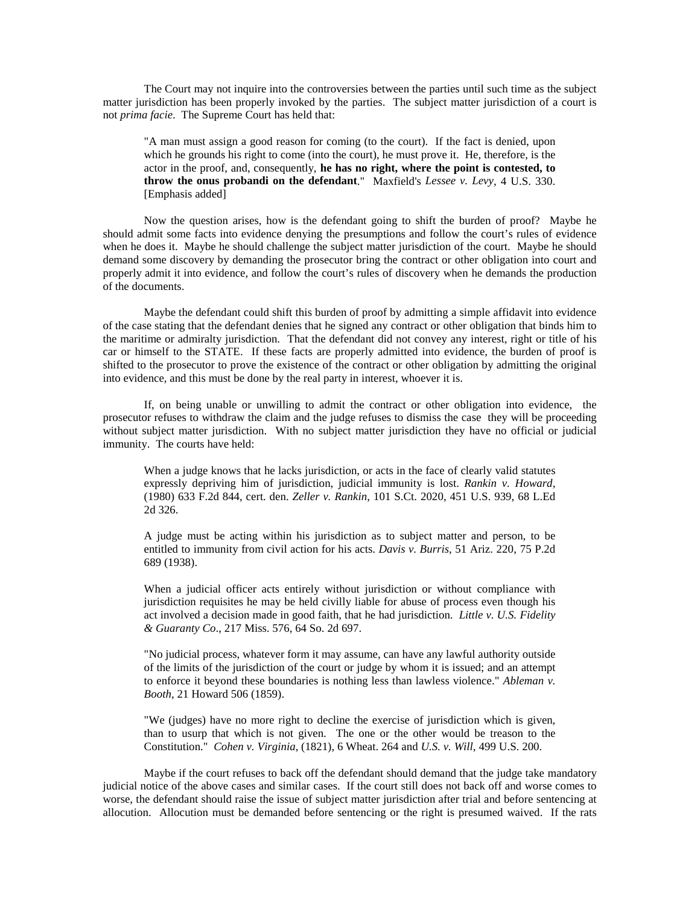The Court may not inquire into the controversies between the parties until such time as the subject matter jurisdiction has been properly invoked by the parties. The subject matter jurisdiction of a court is not *prima facie*. The Supreme Court has held that:

> "A man must assign a good reason for coming (to the court). If the fact is denied, upon which he grounds his right to come (into the court), he must prove it. He, therefore, is the actor in the proof, and, consequently, **he has no right, where the point is contested, to throw the onus probandi on the defendant**." Maxfield's *Lessee v. Levy*, 4 U.S. 330. [Emphasis added]

Now the question arises, how is the defendant going to shift the burden of proof? Maybe he should admit some facts into evidence denying the presumptions and follow the court's rules of evidence when he does it. Maybe he should challenge the subject matter jurisdiction of the court. Maybe he should demand some discovery by demanding the prosecutor bring the contract or other obligation into court and properly admit it into evidence, and follow the court's rules of discovery when he demands the production of the documents.

Maybe the defendant could shift this burden of proof by admitting a simple affidavit into evidence of the case stating that the defendant denies that he signed any contract or other obligation that binds him to the maritime or admiralty jurisdiction. That the defendant did not convey any interest, right or title of his car or himself to the STATE. If these facts are properly admitted into evidence, the burden of proof is shifted to the prosecutor to prove the existence of the contract or other obligation by admitting the original into evidence, and this must be done by the real party in interest, whoever it is.

If, on being unable or unwilling to admit the contract or other obligation into evidence, the prosecutor refuses to withdraw the claim and the judge refuses to dismiss the case they will be proceeding without subject matter jurisdiction. With no subject matter jurisdiction they have no official or judicial immunity. The courts have held:

> When a judge knows that he lacks jurisdiction, or acts in the face of clearly valid statutes expressly depriving him of jurisdiction, judicial immunity is lost. *Rankin v. Howard*, (1980) 633 F.2d 844, cert. den. *Zeller v. Rankin*, 101 S.Ct. 2020, 451 U.S. 939, 68 L.Ed 2d 326.
>
> A judge must be acting within his jurisdiction as to subject matter and person, to be entitled to immunity from civil action for his acts. *Davis v. Burris*, 51 Ariz. 220, 75 P.2d 689 (1938).
>
> When a judicial officer acts entirely without jurisdiction or without compliance with jurisdiction requisites he may be held civilly liable for abuse of process even though his act involved a decision made in good faith, that he had jurisdiction. *Little v. U.S. Fidelity & Guaranty Co*., 217 Miss. 576, 64 So. 2d 697.
>
> "No judicial process, whatever form it may assume, can have any lawful authority outside of the limits of the jurisdiction of the court or judge by whom it is issued; and an attempt to enforce it beyond these boundaries is nothing less than lawless violence." *Ableman v. Booth*, 21 Howard 506 (1859).
>
> "We (judges) have no more right to decline the exercise of jurisdiction which is given, than to usurp that which is not given. The one or the other would be treason to the Constitution." *Cohen v. Virginia*, (1821), 6 Wheat. 264 and *U.S. v. Will*, 499 U.S. 200.

Maybe if the court refuses to back off the defendant should demand that the judge take mandatory judicial notice of the above cases and similar cases. If the court still does not back off and worse comes to worse, the defendant should raise the issue of subject matter jurisdiction after trial and before sentencing at allocution. Allocution must be demanded before sentencing or the right is presumed waived. If the rats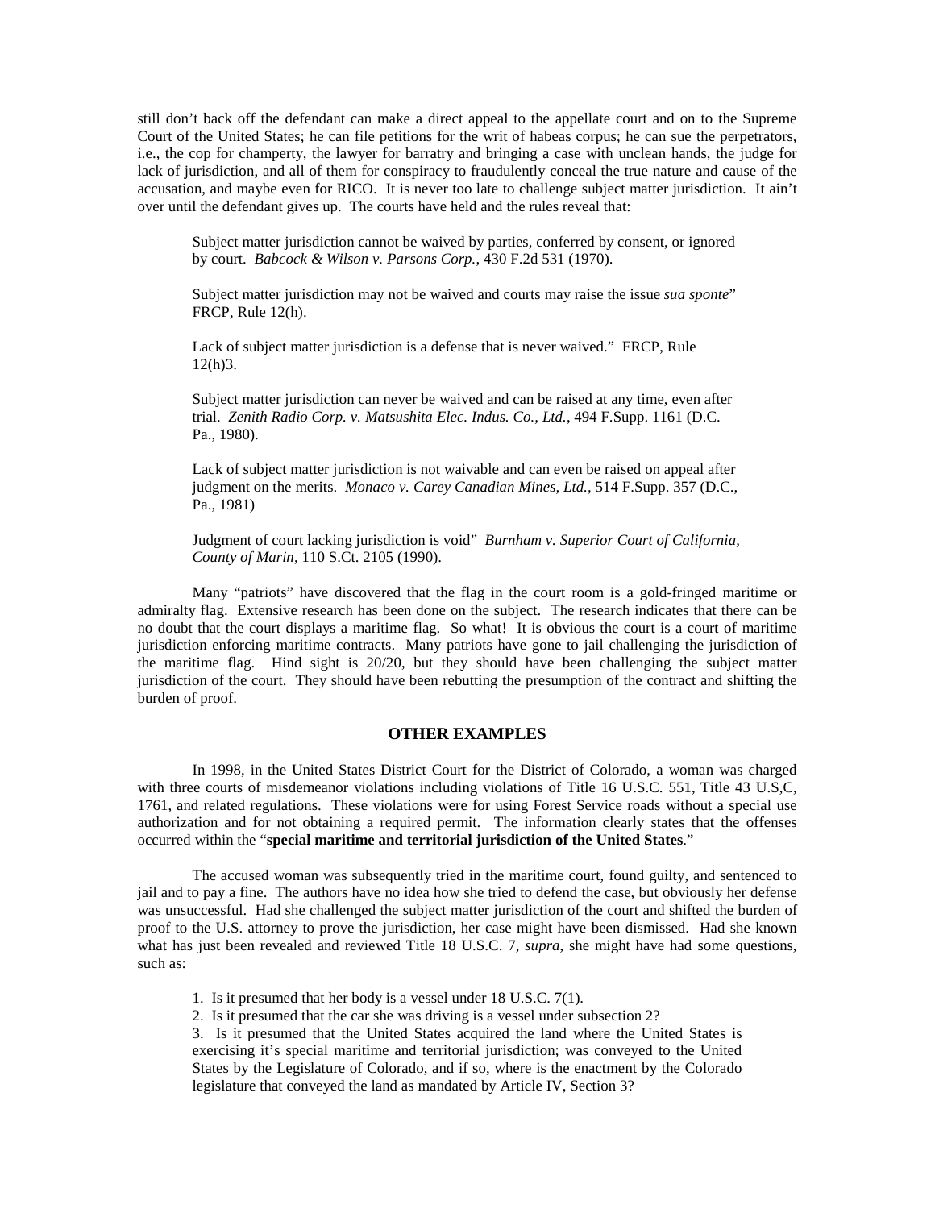still don't back off the defendant can make a direct appeal to the appellate court and on to the Supreme Court of the United States; he can file petitions for the writ of habeas corpus; he can sue the perpetrators, i.e., the cop for champerty, the lawyer for barratry and bringing a case with unclean hands, the judge for lack of jurisdiction, and all of them for conspiracy to fraudulently conceal the true nature and cause of the accusation, and maybe even for RICO. It is never too late to challenge subject matter jurisdiction. It ain't over until the defendant gives up. The courts have held and the rules reveal that:

> Subject matter jurisdiction cannot be waived by parties, conferred by consent, or ignored by court. *Babcock & Wilson v. Parsons Corp.*, 430 F.2d 531 (1970).
>
> Subject matter jurisdiction may not be waived and courts may raise the issue *sua sponte*" FRCP, Rule 12(h).
>
> Lack of subject matter jurisdiction is a defense that is never waived." FRCP, Rule 12(h)3.
>
> Subject matter jurisdiction can never be waived and can be raised at any time, even after trial. *Zenith Radio Corp. v. Matsushita Elec. Indus. Co., Ltd.*, 494 F.Supp. 1161 (D.C. Pa., 1980).
>
> Lack of subject matter jurisdiction is not waivable and can even be raised on appeal after judgment on the merits. *Monaco v. Carey Canadian Mines, Ltd.*, 514 F.Supp. 357 (D.C., Pa., 1981)
>
> Judgment of court lacking jurisdiction is void" *Burnham v. Superior Court of California, County of Marin*, 110 S.Ct. 2105 (1990).

Many "patriots" have discovered that the flag in the court room is a gold-fringed maritime or admiralty flag. Extensive research has been done on the subject. The research indicates that there can be no doubt that the court displays a maritime flag. So what! It is obvious the court is a court of maritime jurisdiction enforcing maritime contracts. Many patriots have gone to jail challenging the jurisdiction of the maritime flag. Hind sight is 20/20, but they should have been challenging the subject matter jurisdiction of the court. They should have been rebutting the presumption of the contract and shifting the burden of proof.

## OTHER EXAMPLES

In 1998, in the United States District Court for the District of Colorado, a woman was charged with three courts of misdemeanor violations including violations of Title 16 U.S.C. 551, Title 43 U.S,C, 1761, and related regulations. These violations were for using Forest Service roads without a special use authorization and for not obtaining a required permit. The information clearly states that the offenses occurred within the "**special maritime and territorial jurisdiction of the United States**."

The accused woman was subsequently tried in the maritime court, found guilty, and sentenced to jail and to pay a fine. The authors have no idea how she tried to defend the case, but obviously her defense was unsuccessful. Had she challenged the subject matter jurisdiction of the court and shifted the burden of proof to the U.S. attorney to prove the jurisdiction, her case might have been dismissed. Had she known what has just been revealed and reviewed Title 18 U.S.C. 7, *supra*, she might have had some questions, such as:

1. Is it presumed that her body is a vessel under 18 U.S.C. 7(1).
2. Is it presumed that the car she was driving is a vessel under subsection 2?
3. Is it presumed that the United States acquired the land where the United States is exercising it's special maritime and territorial jurisdiction; was conveyed to the United States by the Legislature of Colorado, and if so, where is the enactment by the Colorado legislature that conveyed the land as mandated by Article IV, Section 3?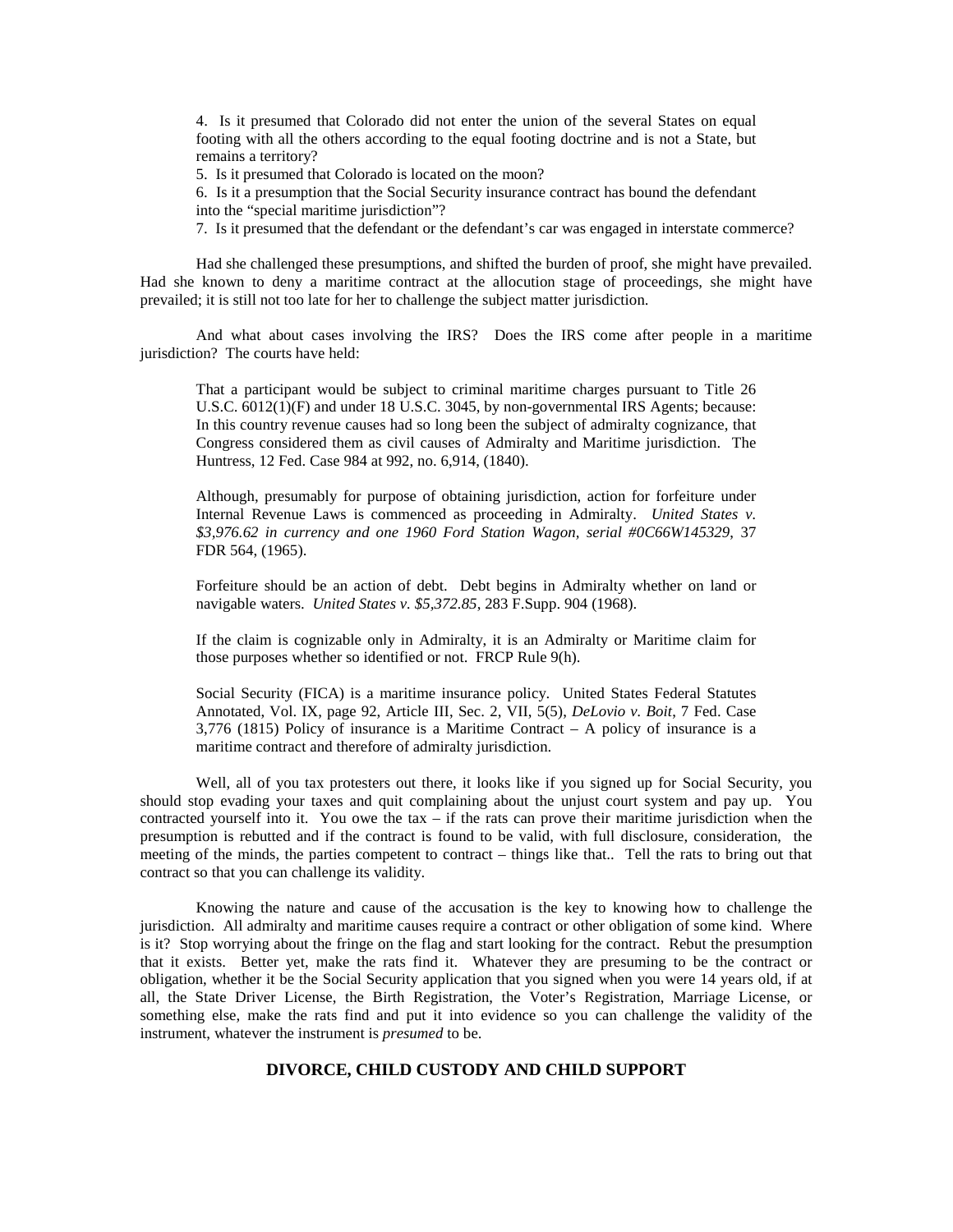4. Is it presumed that Colorado did not enter the union of the several States on equal footing with all the others according to the equal footing doctrine and is not a State, but remains a territory?
5. Is it presumed that Colorado is located on the moon?
6. Is it a presumption that the Social Security insurance contract has bound the defendant into the "special maritime jurisdiction"?
7. Is it presumed that the defendant or the defendant's car was engaged in interstate commerce?

Had she challenged these presumptions, and shifted the burden of proof, she might have prevailed. Had she known to deny a maritime contract at the allocution stage of proceedings, she might have prevailed; it is still not too late for her to challenge the subject matter jurisdiction.

And what about cases involving the IRS? Does the IRS come after people in a maritime jurisdiction? The courts have held:

> That a participant would be subject to criminal maritime charges pursuant to Title 26 U.S.C. 6012(1)(F) and under 18 U.S.C. 3045, by non-governmental IRS Agents; because: In this country revenue causes had so long been the subject of admiralty cognizance, that Congress considered them as civil causes of Admiralty and Maritime jurisdiction. The Huntress, 12 Fed. Case 984 at 992, no. 6,914, (1840).
>
> Although, presumably for purpose of obtaining jurisdiction, action for forfeiture under Internal Revenue Laws is commenced as proceeding in Admiralty. *United States v. $3,976.62 in currency and one 1960 Ford Station Wagon, serial #0C66W145329*, 37 FDR 564, (1965).
>
> Forfeiture should be an action of debt. Debt begins in Admiralty whether on land or navigable waters. *United States v. $5,372.85*, 283 F.Supp. 904 (1968).
>
> If the claim is cognizable only in Admiralty, it is an Admiralty or Maritime claim for those purposes whether so identified or not. FRCP Rule 9(h).
>
> Social Security (FICA) is a maritime insurance policy. United States Federal Statutes Annotated, Vol. IX, page 92, Article III, Sec. 2, VII, 5(5), *DeLovio v. Boit*, 7 Fed. Case 3,776 (1815) Policy of insurance is a Maritime Contract – A policy of insurance is a maritime contract and therefore of admiralty jurisdiction.

Well, all of you tax protesters out there, it looks like if you signed up for Social Security, you should stop evading your taxes and quit complaining about the unjust court system and pay up. You contracted yourself into it. You owe the tax – if the rats can prove their maritime jurisdiction when the presumption is rebutted and if the contract is found to be valid, with full disclosure, consideration, the meeting of the minds, the parties competent to contract – things like that.. Tell the rats to bring out that contract so that you can challenge its validity.

Knowing the nature and cause of the accusation is the key to knowing how to challenge the jurisdiction. All admiralty and maritime causes require a contract or other obligation of some kind. Where is it? Stop worrying about the fringe on the flag and start looking for the contract. Rebut the presumption that it exists. Better yet, make the rats find it. Whatever they are presuming to be the contract or obligation, whether it be the Social Security application that you signed when you were 14 years old, if at all, the State Driver License, the Birth Registration, the Voter's Registration, Marriage License, or something else, make the rats find and put it into evidence so you can challenge the validity of the instrument, whatever the instrument is *presumed* to be.

## DIVORCE, CHILD CUSTODY AND CHILD SUPPORT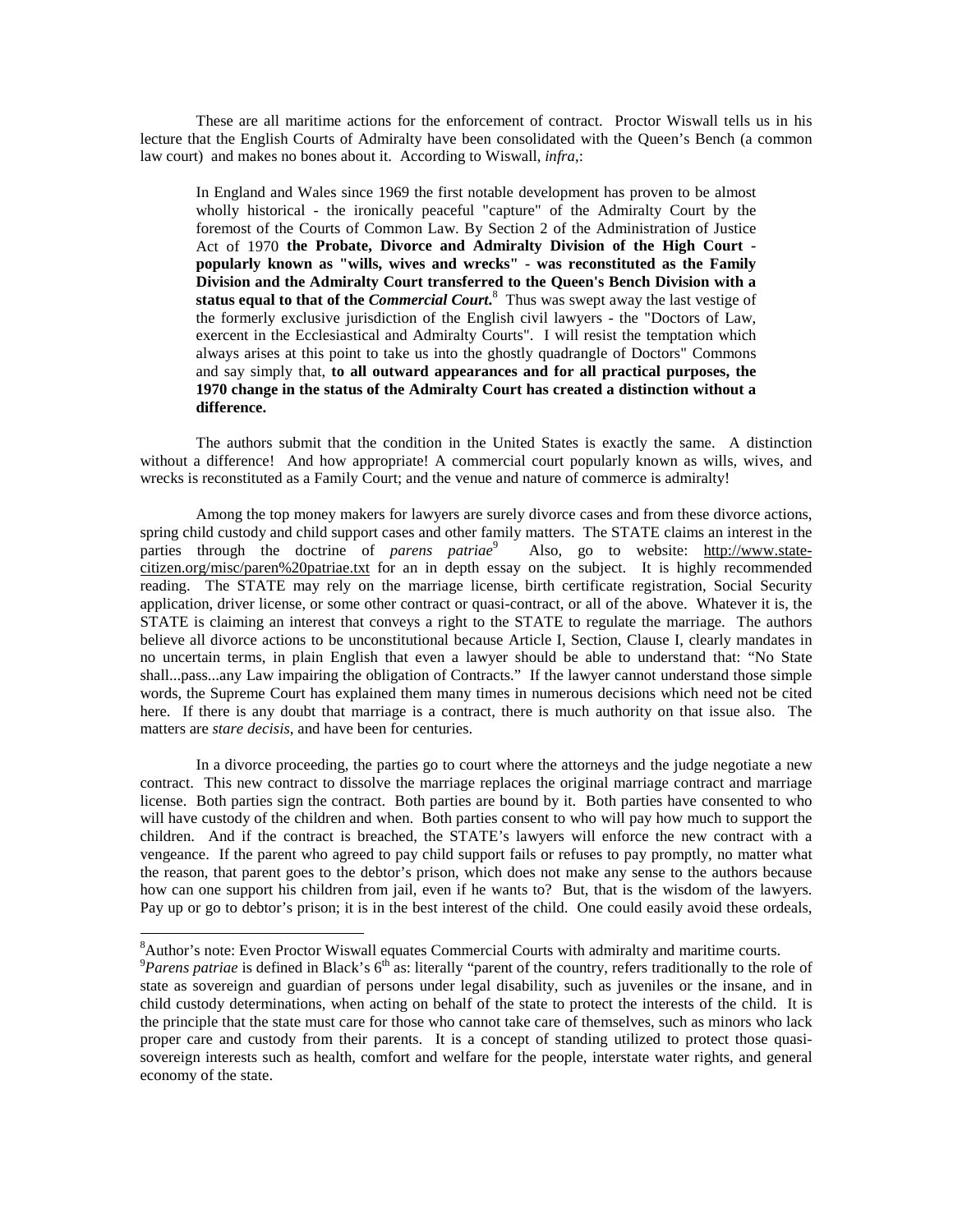These are all maritime actions for the enforcement of contract. Proctor Wiswall tells us in his lecture that the English Courts of Admiralty have been consolidated with the Queen's Bench (a common law court) and makes no bones about it. According to Wiswall, *infra*,:

> In England and Wales since 1969 the first notable development has proven to be almost wholly historical - the ironically peaceful "capture" of the Admiralty Court by the foremost of the Courts of Common Law. By Section 2 of the Administration of Justice Act of 1970 **the Probate, Divorce and Admiralty Division of the High Court - popularly known as "wills, wives and wrecks" - was reconstituted as the Family Division and the Admiralty Court transferred to the Queen's Bench Division with a status equal to that of the *Commercial Court*.**[8] Thus was swept away the last vestige of the formerly exclusive jurisdiction of the English civil lawyers - the "Doctors of Law, exercent in the Ecclesiastical and Admiralty Courts". I will resist the temptation which always arises at this point to take us into the ghostly quadrangle of Doctors" Commons and say simply that, **to all outward appearances and for all practical purposes, the 1970 change in the status of the Admiralty Court has created a distinction without a difference.**

The authors submit that the condition in the United States is exactly the same. A distinction without a difference! And how appropriate! A commercial court popularly known as wills, wives, and wrecks is reconstituted as a Family Court; and the venue and nature of commerce is admiralty!

Among the top money makers for lawyers are surely divorce cases and from these divorce actions, spring child custody and child support cases and other family matters. The STATE claims an interest in the parties through the doctrine of *parens patriae*[9] Also, go to website: http://www.state-citizen.org/misc/paren%20patriae.txt for an in depth essay on the subject. It is highly recommended reading. The STATE may rely on the marriage license, birth certificate registration, Social Security application, driver license, or some other contract or quasi-contract, or all of the above. Whatever it is, the STATE is claiming an interest that conveys a right to the STATE to regulate the marriage. The authors believe all divorce actions to be unconstitutional because Article I, Section, Clause I, clearly mandates in no uncertain terms, in plain English that even a lawyer should be able to understand that: "No State shall...pass...any Law impairing the obligation of Contracts." If the lawyer cannot understand those simple words, the Supreme Court has explained them many times in numerous decisions which need not be cited here. If there is any doubt that marriage is a contract, there is much authority on that issue also. The matters are *stare decisis*, and have been for centuries.

In a divorce proceeding, the parties go to court where the attorneys and the judge negotiate a new contract. This new contract to dissolve the marriage replaces the original marriage contract and marriage license. Both parties sign the contract. Both parties are bound by it. Both parties have consented to who will have custody of the children and when. Both parties consent to who will pay how much to support the children. And if the contract is breached, the STATE's lawyers will enforce the new contract with a vengeance. If the parent who agreed to pay child support fails or refuses to pay promptly, no matter what the reason, that parent goes to the debtor's prison, which does not make any sense to the authors because how can one support his children from jail, even if he wants to? But, that is the wisdom of the lawyers. Pay up or go to debtor's prison; it is in the best interest of the child. One could easily avoid these ordeals,

---

[8]Author's note: Even Proctor Wiswall equates Commercial Courts with admiralty and maritime courts.

[9]*Parens patriae* is defined in Black's 6th as: literally "parent of the country, refers traditionally to the role of state as sovereign and guardian of persons under legal disability, such as juveniles or the insane, and in child custody determinations, when acting on behalf of the state to protect the interests of the child. It is the principle that the state must care for those who cannot take care of themselves, such as minors who lack proper care and custody from their parents. It is a concept of standing utilized to protect those quasi-sovereign interests such as health, comfort and welfare for the people, interstate water rights, and general economy of the state.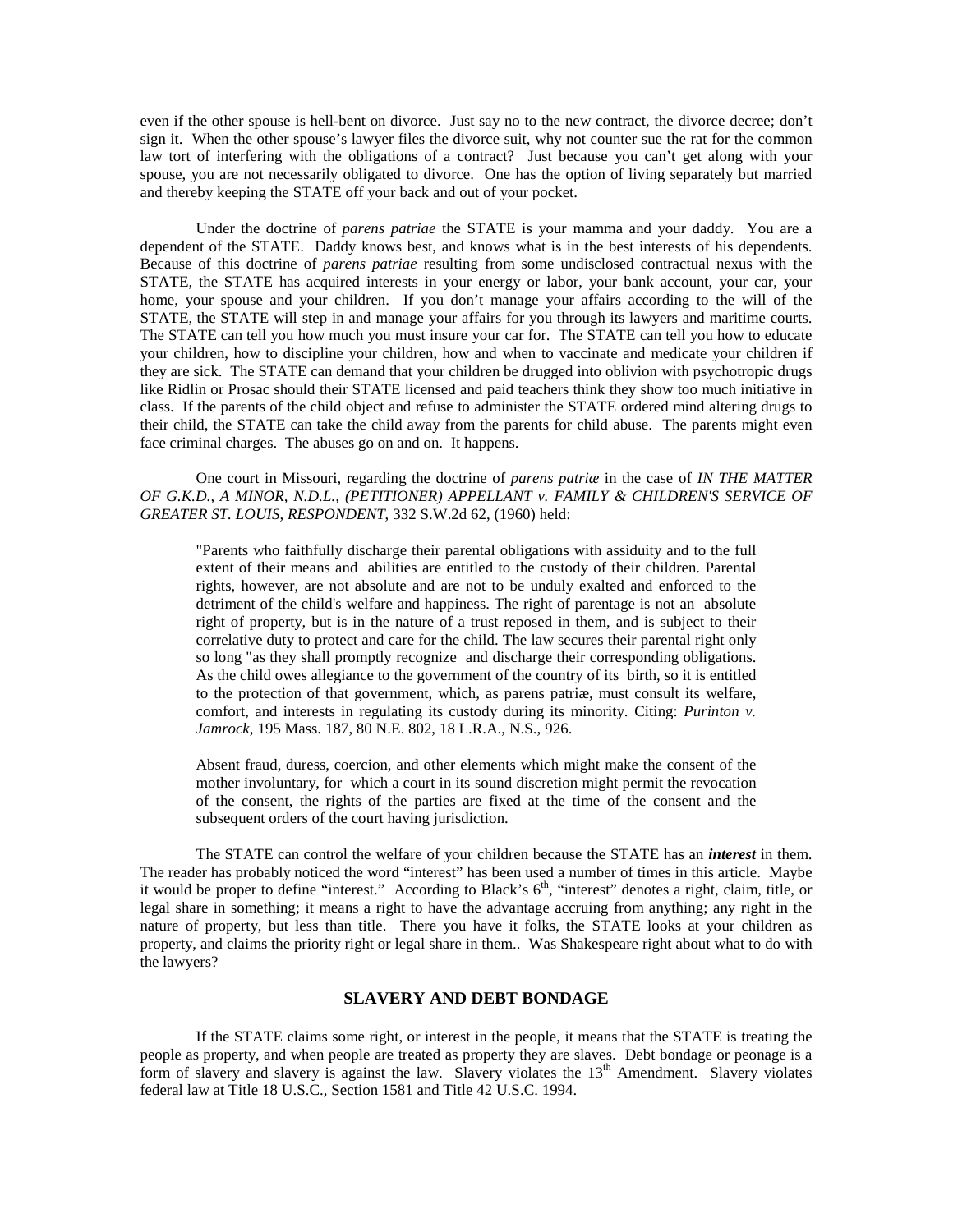even if the other spouse is hell-bent on divorce. Just say no to the new contract, the divorce decree; don't sign it. When the other spouse's lawyer files the divorce suit, why not counter sue the rat for the common law tort of interfering with the obligations of a contract? Just because you can't get along with your spouse, you are not necessarily obligated to divorce. One has the option of living separately but married and thereby keeping the STATE off your back and out of your pocket.

Under the doctrine of *parens patriae* the STATE is your mamma and your daddy. You are a dependent of the STATE. Daddy knows best, and knows what is in the best interests of his dependents. Because of this doctrine of *parens patriae* resulting from some undisclosed contractual nexus with the STATE, the STATE has acquired interests in your energy or labor, your bank account, your car, your home, your spouse and your children. If you don't manage your affairs according to the will of the STATE, the STATE will step in and manage your affairs for you through its lawyers and maritime courts. The STATE can tell you how much you must insure your car for. The STATE can tell you how to educate your children, how to discipline your children, how and when to vaccinate and medicate your children if they are sick. The STATE can demand that your children be drugged into oblivion with psychotropic drugs like Ridlin or Prosac should their STATE licensed and paid teachers think they show too much initiative in class. If the parents of the child object and refuse to administer the STATE ordered mind altering drugs to their child, the STATE can take the child away from the parents for child abuse. The parents might even face criminal charges. The abuses go on and on. It happens.

One court in Missouri, regarding the doctrine of *parens patriæ* in the case of *IN THE MATTER OF G.K.D., A MINOR, N.D.L., (PETITIONER) APPELLANT v. FAMILY & CHILDREN'S SERVICE OF GREATER ST. LOUIS, RESPONDENT*, 332 S.W.2d 62, (1960) held:

> "Parents who faithfully discharge their parental obligations with assiduity and to the full extent of their means and abilities are entitled to the custody of their children. Parental rights, however, are not absolute and are not to be unduly exalted and enforced to the detriment of the child's welfare and happiness. The right of parentage is not an absolute right of property, but is in the nature of a trust reposed in them, and is subject to their correlative duty to protect and care for the child. The law secures their parental right only so long "as they shall promptly recognize and discharge their corresponding obligations. As the child owes allegiance to the government of the country of its birth, so it is entitled to the protection of that government, which, as parens patriæ, must consult its welfare, comfort, and interests in regulating its custody during its minority. Citing: *Purinton v. Jamrock*, 195 Mass. 187, 80 N.E. 802, 18 L.R.A., N.S., 926.
>
> Absent fraud, duress, coercion, and other elements which might make the consent of the mother involuntary, for which a court in its sound discretion might permit the revocation of the consent, the rights of the parties are fixed at the time of the consent and the subsequent orders of the court having jurisdiction.

The STATE can control the welfare of your children because the STATE has an ***interest*** in them. The reader has probably noticed the word "interest" has been used a number of times in this article. Maybe it would be proper to define "interest." According to Black's 6th, "interest" denotes a right, claim, title, or legal share in something; it means a right to have the advantage accruing from anything; any right in the nature of property, but less than title. There you have it folks, the STATE looks at your children as property, and claims the priority right or legal share in them.. Was Shakespeare right about what to do with the lawyers?

## SLAVERY AND DEBT BONDAGE

If the STATE claims some right, or interest in the people, it means that the STATE is treating the people as property, and when people are treated as property they are slaves. Debt bondage or peonage is a form of slavery and slavery is against the law. Slavery violates the 13th Amendment. Slavery violates federal law at Title 18 U.S.C., Section 1581 and Title 42 U.S.C. 1994.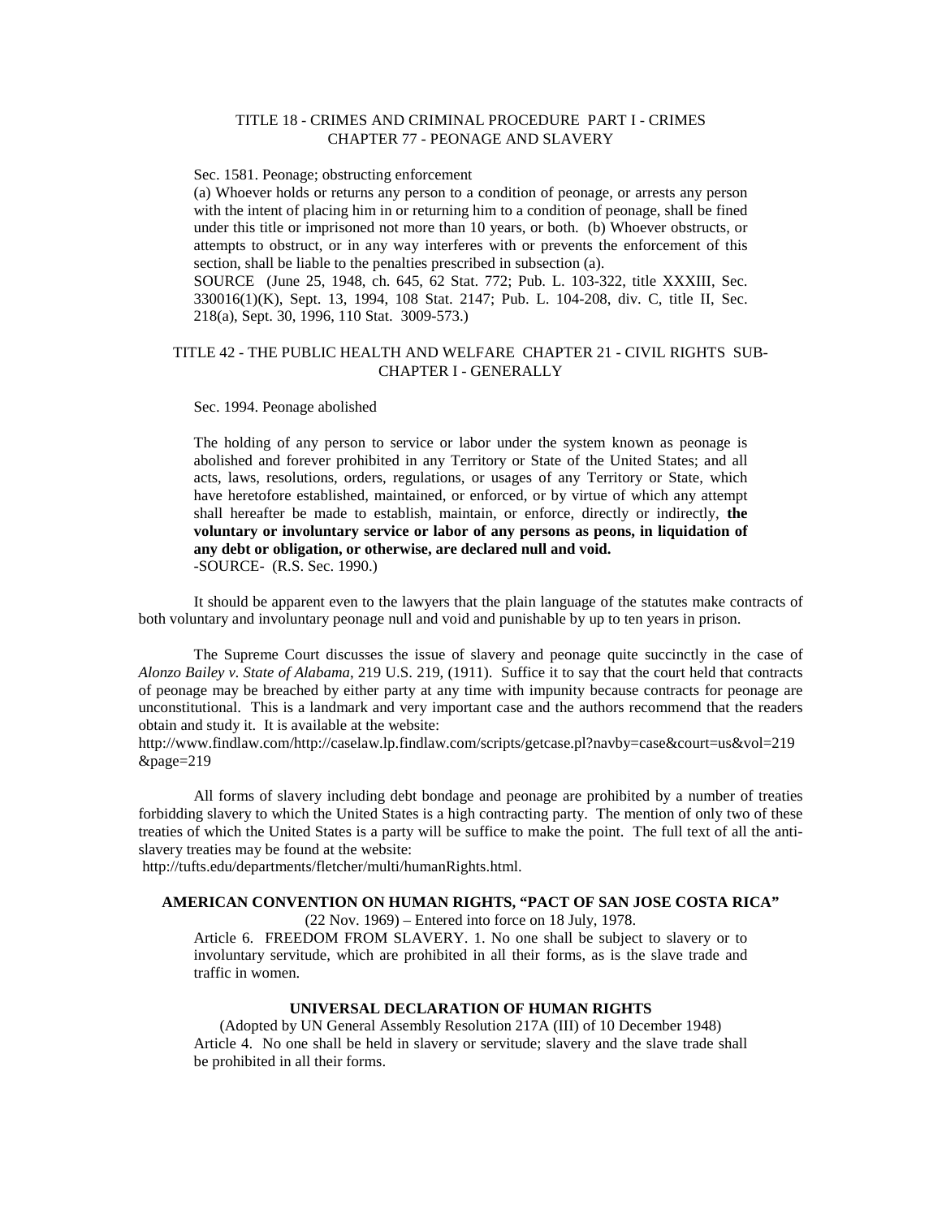TITLE 18 - CRIMES AND CRIMINAL PROCEDURE PART I - CRIMES CHAPTER 77 - PEONAGE AND SLAVERY

Sec. 1581. Peonage; obstructing enforcement

(a) Whoever holds or returns any person to a condition of peonage, or arrests any person with the intent of placing him in or returning him to a condition of peonage, shall be fined under this title or imprisoned not more than 10 years, or both. (b) Whoever obstructs, or attempts to obstruct, or in any way interferes with or prevents the enforcement of this section, shall be liable to the penalties prescribed in subsection (a).
SOURCE (June 25, 1948, ch. 645, 62 Stat. 772; Pub. L. 103-322, title XXXIII, Sec. 330016(1)(K), Sept. 13, 1994, 108 Stat. 2147; Pub. L. 104-208, div. C, title II, Sec. 218(a), Sept. 30, 1996, 110 Stat. 3009-573.)

TITLE 42 - THE PUBLIC HEALTH AND WELFARE CHAPTER 21 - CIVIL RIGHTS SUB-CHAPTER I - GENERALLY

Sec. 1994. Peonage abolished

The holding of any person to service or labor under the system known as peonage is abolished and forever prohibited in any Territory or State of the United States; and all acts, laws, resolutions, orders, regulations, or usages of any Territory or State, which have heretofore established, maintained, or enforced, or by virtue of which any attempt shall hereafter be made to establish, maintain, or enforce, directly or indirectly, **the voluntary or involuntary service or labor of any persons as peons, in liquidation of any debt or obligation, or otherwise, are declared null and void.**
-SOURCE- (R.S. Sec. 1990.)

It should be apparent even to the lawyers that the plain language of the statutes make contracts of both voluntary and involuntary peonage null and void and punishable by up to ten years in prison.

The Supreme Court discusses the issue of slavery and peonage quite succinctly in the case of *Alonzo Bailey v. State of Alabama*, 219 U.S. 219, (1911). Suffice it to say that the court held that contracts of peonage may be breached by either party at any time with impunity because contracts for peonage are unconstitutional. This is a landmark and very important case and the authors recommend that the readers obtain and study it. It is available at the website:
http://www.findlaw.com/http://caselaw.lp.findlaw.com/scripts/getcase.pl?navby=case&court=us&vol=219&page=219

All forms of slavery including debt bondage and peonage are prohibited by a number of treaties forbidding slavery to which the United States is a high contracting party. The mention of only two of these treaties of which the United States is a party will be suffice to make the point. The full text of all the anti-slavery treaties may be found at the website:
http://tufts.edu/departments/fletcher/multi/humanRights.html.

**AMERICAN CONVENTION ON HUMAN RIGHTS, "PACT OF SAN JOSE COSTA RICA"**

(22 Nov. 1969) – Entered into force on 18 July, 1978.

Article 6. FREEDOM FROM SLAVERY. 1. No one shall be subject to slavery or to involuntary servitude, which are prohibited in all their forms, as is the slave trade and traffic in women.

**UNIVERSAL DECLARATION OF HUMAN RIGHTS**

(Adopted by UN General Assembly Resolution 217A (III) of 10 December 1948)

Article 4. No one shall be held in slavery or servitude; slavery and the slave trade shall be prohibited in all their forms.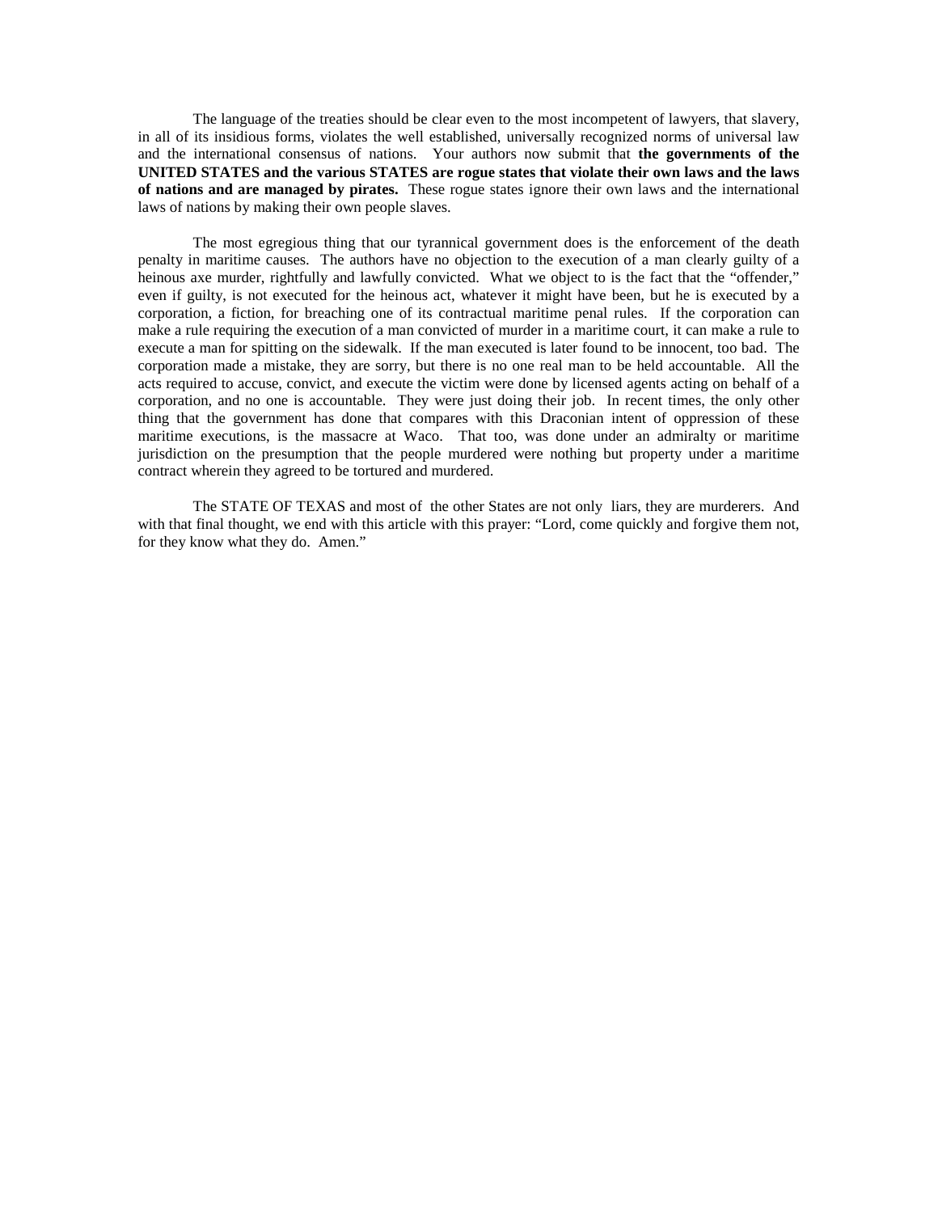The language of the treaties should be clear even to the most incompetent of lawyers, that slavery, in all of its insidious forms, violates the well established, universally recognized norms of universal law and the international consensus of nations. Your authors now submit that **the governments of the UNITED STATES and the various STATES are rogue states that violate their own laws and the laws of nations and are managed by pirates.** These rogue states ignore their own laws and the international laws of nations by making their own people slaves.

The most egregious thing that our tyrannical government does is the enforcement of the death penalty in maritime causes. The authors have no objection to the execution of a man clearly guilty of a heinous axe murder, rightfully and lawfully convicted. What we object to is the fact that the "offender," even if guilty, is not executed for the heinous act, whatever it might have been, but he is executed by a corporation, a fiction, for breaching one of its contractual maritime penal rules. If the corporation can make a rule requiring the execution of a man convicted of murder in a maritime court, it can make a rule to execute a man for spitting on the sidewalk. If the man executed is later found to be innocent, too bad. The corporation made a mistake, they are sorry, but there is no one real man to be held accountable. All the acts required to accuse, convict, and execute the victim were done by licensed agents acting on behalf of a corporation, and no one is accountable. They were just doing their job. In recent times, the only other thing that the government has done that compares with this Draconian intent of oppression of these maritime executions, is the massacre at Waco. That too, was done under an admiralty or maritime jurisdiction on the presumption that the people murdered were nothing but property under a maritime contract wherein they agreed to be tortured and murdered.

The STATE OF TEXAS and most of the other States are not only liars, they are murderers. And with that final thought, we end with this article with this prayer: "Lord, come quickly and forgive them not, for they know what they do. Amen."